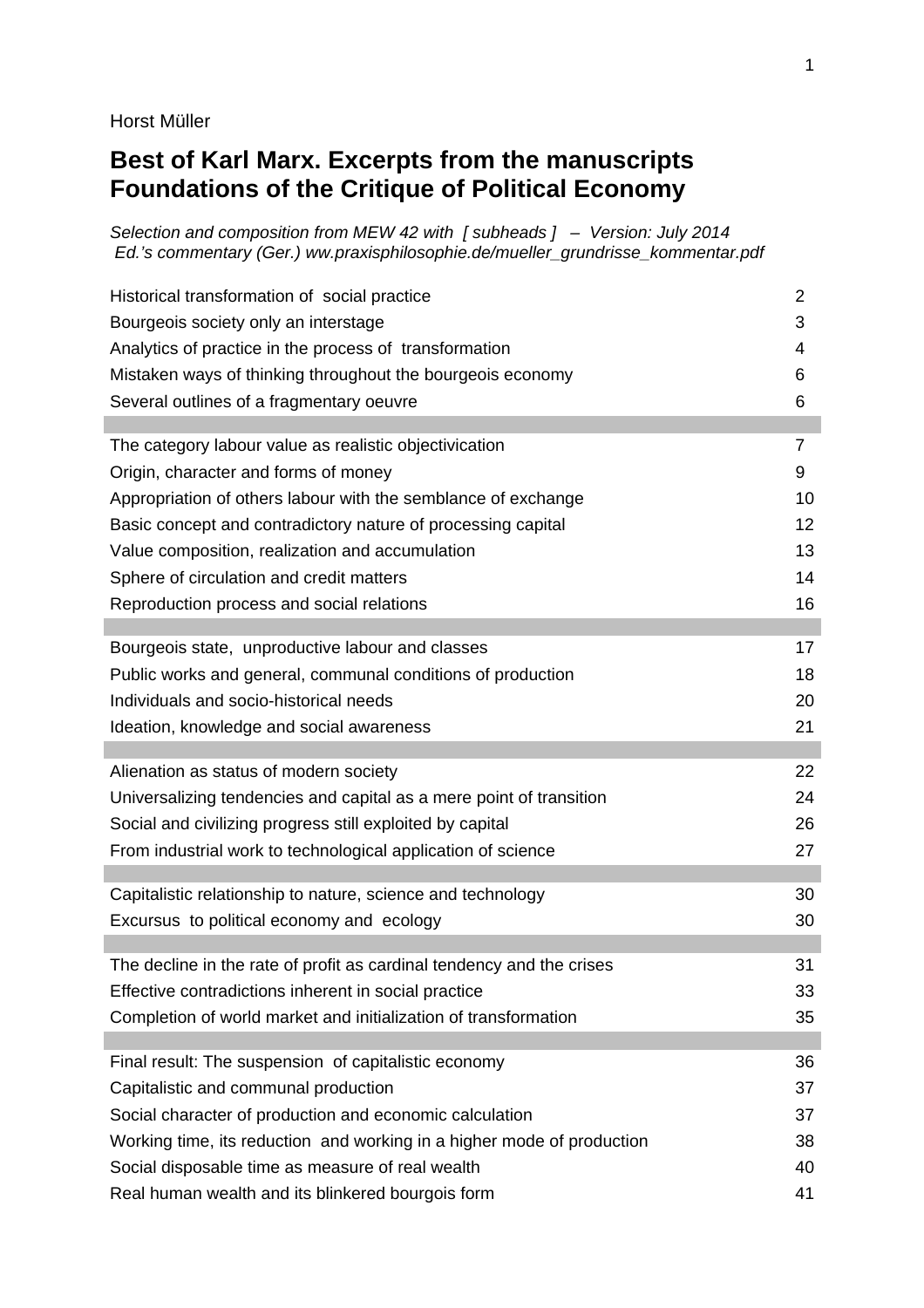Horst Müller

# Best of Karl Marx. Excerpts from the manuscripts Foundations of the Critique of Political Economy

*Selection and composition from MEW 42 with [ subheads ] – Version: July 2014*
*Ed.'s commentary (Ger.) ww.praxisphilosophie.de/mueller_grundrisse_kommentar.pdf*

| | |
|---|---|
| Historical transformation of social practice | 2 |
| Bourgeois society only an interstage | 3 |
| Analytics of practice in the process of transformation | 4 |
| Mistaken ways of thinking throughout the bourgeois economy | 6 |
| Several outlines of a fragmentary oeuvre | 6 |
| | |
| The category labour value as realistic objectivication | 7 |
| Origin, character and forms of money | 9 |
| Appropriation of others labour with the semblance of exchange | 10 |
| Basic concept and contradictory nature of processing capital | 12 |
| Value composition, realization and accumulation | 13 |
| Sphere of circulation and credit matters | 14 |
| Reproduction process and social relations | 16 |
| | |
| Bourgeois state, unproductive labour and classes | 17 |
| Public works and general, communal conditions of production | 18 |
| Individuals and socio-historical needs | 20 |
| Ideation, knowledge and social awareness | 21 |
| | |
| Alienation as status of modern society | 22 |
| Universalizing tendencies and capital as a mere point of transition | 24 |
| Social and civilizing progress still exploited by capital | 26 |
| From industrial work to technological application of science | 27 |
| | |
| Capitalistic relationship to nature, science and technology | 30 |
| Excursus to political economy and ecology | 30 |
| | |
| The decline in the rate of profit as cardinal tendency and the crises | 31 |
| Effective contradictions inherent in social practice | 33 |
| Completion of world market and initialization of transformation | 35 |
| | |
| Final result: The suspension of capitalistic economy | 36 |
| Capitalistic and communal production | 37 |
| Social character of production and economic calculation | 37 |
| Working time, its reduction and working in a higher mode of production | 38 |
| Social disposable time as measure of real wealth | 40 |
| Real human wealth and its blinkered bourgois form | 41 |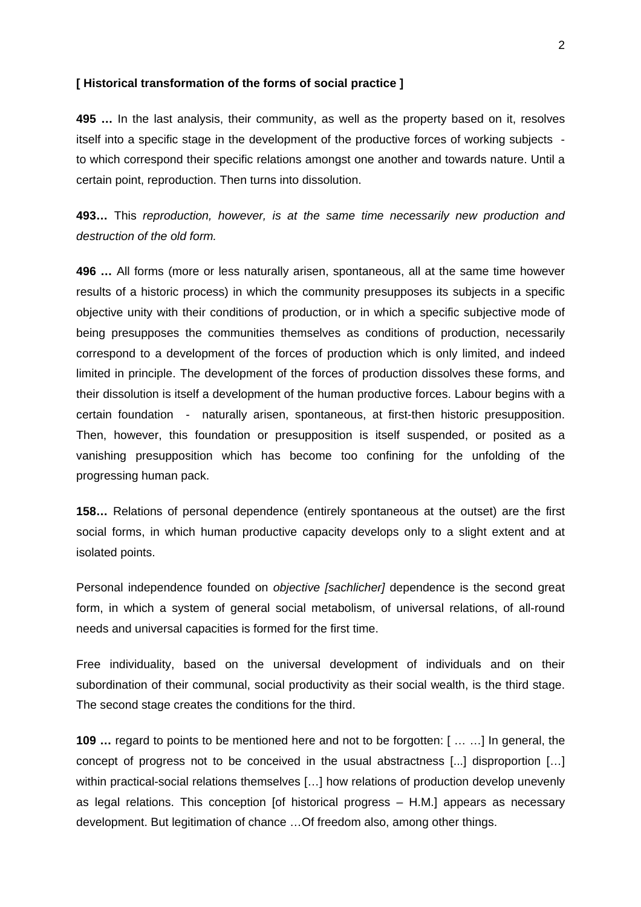**[ Historical transformation of the forms of social practice ]**

**495 …** In the last analysis, their community, as well as the property based on it, resolves itself into a specific stage in the development of the productive forces of working subjects - to which correspond their specific relations amongst one another and towards nature. Until a certain point, reproduction. Then turns into dissolution.

**493…** This *reproduction, however, is at the same time necessarily new production and destruction of the old form.*

**496 …** All forms (more or less naturally arisen, spontaneous, all at the same time however results of a historic process) in which the community presupposes its subjects in a specific objective unity with their conditions of production, or in which a specific subjective mode of being presupposes the communities themselves as conditions of production, necessarily correspond to a development of the forces of production which is only limited, and indeed limited in principle. The development of the forces of production dissolves these forms, and their dissolution is itself a development of the human productive forces. Labour begins with a certain foundation - naturally arisen, spontaneous, at first-then historic presupposition. Then, however, this foundation or presupposition is itself suspended, or posited as a vanishing presupposition which has become too confining for the unfolding of the progressing human pack.

**158…** Relations of personal dependence (entirely spontaneous at the outset) are the first social forms, in which human productive capacity develops only to a slight extent and at isolated points.

Personal independence founded on *objective [sachlicher]* dependence is the second great form, in which a system of general social metabolism, of universal relations, of all-round needs and universal capacities is formed for the first time.

Free individuality, based on the universal development of individuals and on their subordination of their communal, social productivity as their social wealth, is the third stage. The second stage creates the conditions for the third.

**109 …** regard to points to be mentioned here and not to be forgotten: [ … …] In general, the concept of progress not to be conceived in the usual abstractness [...] disproportion […] within practical-social relations themselves […] how relations of production develop unevenly as legal relations. This conception [of historical progress – H.M.] appears as necessary development. But legitimation of chance …Of freedom also, among other things.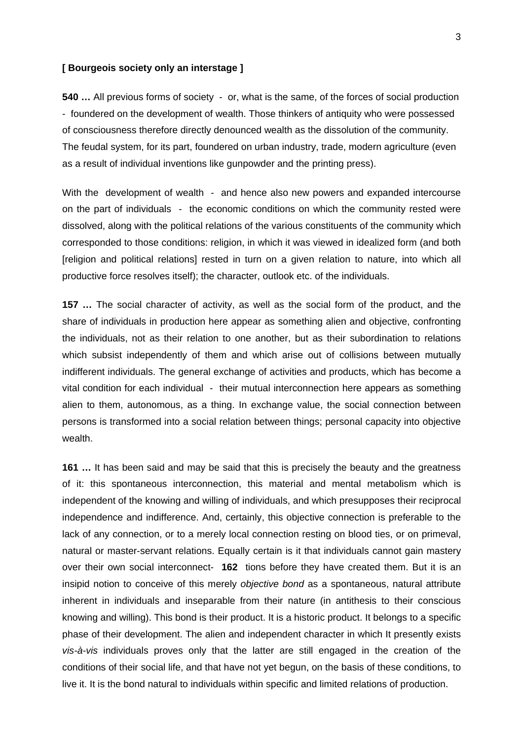**[ Bourgeois society only an interstage ]**

**540 …** All previous forms of society - or, what is the same, of the forces of social production - foundered on the development of wealth. Those thinkers of antiquity who were possessed of consciousness therefore directly denounced wealth as the dissolution of the community. The feudal system, for its part, foundered on urban industry, trade, modern agriculture (even as a result of individual inventions like gunpowder and the printing press).

With the development of wealth - and hence also new powers and expanded intercourse on the part of individuals - the economic conditions on which the community rested were dissolved, along with the political relations of the various constituents of the community which corresponded to those conditions: religion, in which it was viewed in idealized form (and both [religion and political relations] rested in turn on a given relation to nature, into which all productive force resolves itself); the character, outlook etc. of the individuals.

**157 …** The social character of activity, as well as the social form of the product, and the share of individuals in production here appear as something alien and objective, confronting the individuals, not as their relation to one another, but as their subordination to relations which subsist independently of them and which arise out of collisions between mutually indifferent individuals. The general exchange of activities and products, which has become a vital condition for each individual - their mutual interconnection here appears as something alien to them, autonomous, as a thing. In exchange value, the social connection between persons is transformed into a social relation between things; personal capacity into objective wealth.

**161 …** It has been said and may be said that this is precisely the beauty and the greatness of it: this spontaneous interconnection, this material and mental metabolism which is independent of the knowing and willing of individuals, and which presupposes their reciprocal independence and indifference. And, certainly, this objective connection is preferable to the lack of any connection, or to a merely local connection resting on blood ties, or on primeval, natural or master-servant relations. Equally certain is it that individuals cannot gain mastery over their own social interconnect- **162** tions before they have created them. But it is an insipid notion to conceive of this merely *objective bond* as a spontaneous, natural attribute inherent in individuals and inseparable from their nature (in antithesis to their conscious knowing and willing). This bond is their product. It is a historic product. It belongs to a specific phase of their development. The alien and independent character in which It presently exists *vis-à-vis* individuals proves only that the latter are still engaged in the creation of the conditions of their social life, and that have not yet begun, on the basis of these conditions, to live it. It is the bond natural to individuals within specific and limited relations of production.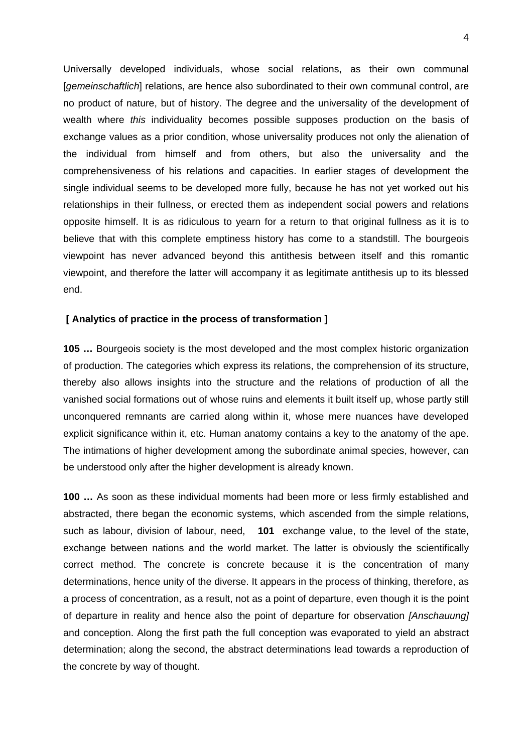Universally developed individuals, whose social relations, as their own communal [*gemeinschaftlich*] relations, are hence also subordinated to their own communal control, are no product of nature, but of history. The degree and the universality of the development of wealth where *this* individuality becomes possible supposes production on the basis of exchange values as a prior condition, whose universality produces not only the alienation of the individual from himself and from others, but also the universality and the comprehensiveness of his relations and capacities. In earlier stages of development the single individual seems to be developed more fully, because he has not yet worked out his relationships in their fullness, or erected them as independent social powers and relations opposite himself. It is as ridiculous to yearn for a return to that original fullness as it is to believe that with this complete emptiness history has come to a standstill. The bourgeois viewpoint has never advanced beyond this antithesis between itself and this romantic viewpoint, and therefore the latter will accompany it as legitimate antithesis up to its blessed end.

**[ Analytics of practice in the process of transformation ]**

**105 …** Bourgeois society is the most developed and the most complex historic organization of production. The categories which express its relations, the comprehension of its structure, thereby also allows insights into the structure and the relations of production of all the vanished social formations out of whose ruins and elements it built itself up, whose partly still unconquered remnants are carried along within it, whose mere nuances have developed explicit significance within it, etc. Human anatomy contains a key to the anatomy of the ape. The intimations of higher development among the subordinate animal species, however, can be understood only after the higher development is already known.

**100 …** As soon as these individual moments had been more or less firmly established and abstracted, there began the economic systems, which ascended from the simple relations, such as labour, division of labour, need, **101** exchange value, to the level of the state, exchange between nations and the world market. The latter is obviously the scientifically correct method. The concrete is concrete because it is the concentration of many determinations, hence unity of the diverse. It appears in the process of thinking, therefore, as a process of concentration, as a result, not as a point of departure, even though it is the point of departure in reality and hence also the point of departure for observation *[Anschauung]* and conception. Along the first path the full conception was evaporated to yield an abstract determination; along the second, the abstract determinations lead towards a reproduction of the concrete by way of thought.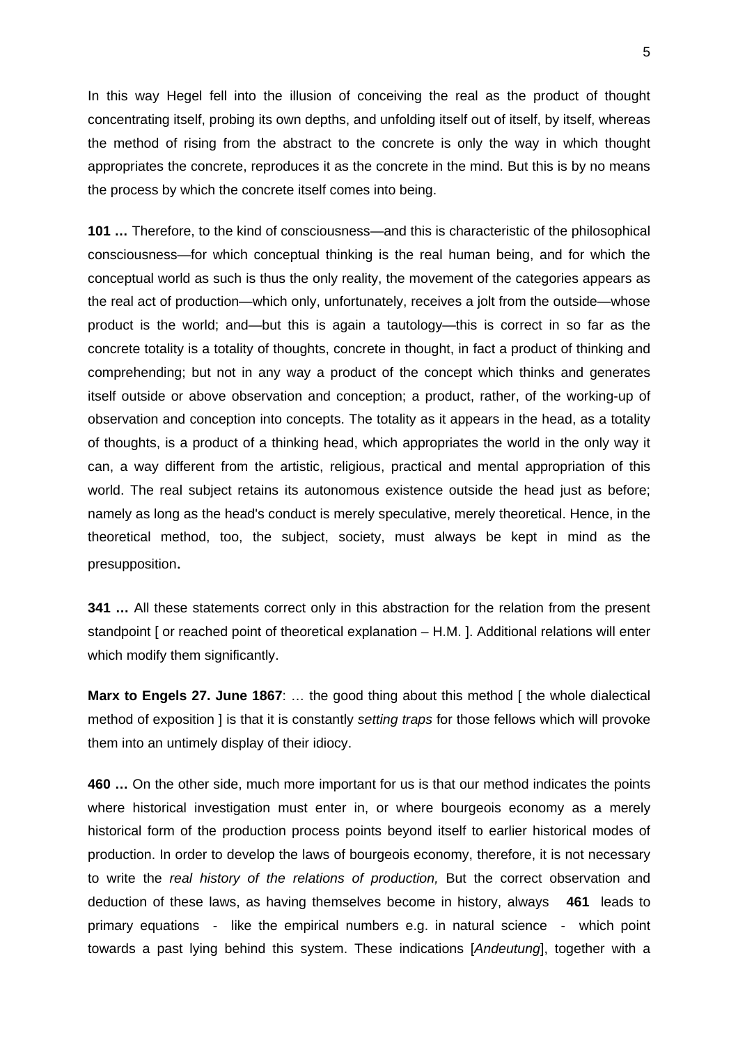In this way Hegel fell into the illusion of conceiving the real as the product of thought concentrating itself, probing its own depths, and unfolding itself out of itself, by itself, whereas the method of rising from the abstract to the concrete is only the way in which thought appropriates the concrete, reproduces it as the concrete in the mind. But this is by no means the process by which the concrete itself comes into being.

**101 …** Therefore, to the kind of consciousness—and this is characteristic of the philosophical consciousness—for which conceptual thinking is the real human being, and for which the conceptual world as such is thus the only reality, the movement of the categories appears as the real act of production—which only, unfortunately, receives a jolt from the outside—whose product is the world; and—but this is again a tautology—this is correct in so far as the concrete totality is a totality of thoughts, concrete in thought, in fact a product of thinking and comprehending; but not in any way a product of the concept which thinks and generates itself outside or above observation and conception; a product, rather, of the working-up of observation and conception into concepts. The totality as it appears in the head, as a totality of thoughts, is a product of a thinking head, which appropriates the world in the only way it can, a way different from the artistic, religious, practical and mental appropriation of this world. The real subject retains its autonomous existence outside the head just as before; namely as long as the head's conduct is merely speculative, merely theoretical. Hence, in the theoretical method, too, the subject, society, must always be kept in mind as the presupposition.

**341 …** All these statements correct only in this abstraction for the relation from the present standpoint [ or reached point of theoretical explanation – H.M. ]. Additional relations will enter which modify them significantly.

**Marx to Engels 27. June 1867**: … the good thing about this method [ the whole dialectical method of exposition ] is that it is constantly *setting traps* for those fellows which will provoke them into an untimely display of their idiocy.

**460 …** On the other side, much more important for us is that our method indicates the points where historical investigation must enter in, or where bourgeois economy as a merely historical form of the production process points beyond itself to earlier historical modes of production. In order to develop the laws of bourgeois economy, therefore, it is not necessary to write the *real history of the relations of production,* But the correct observation and deduction of these laws, as having themselves become in history, always **461** leads to primary equations - like the empirical numbers e.g. in natural science - which point towards a past lying behind this system. These indications [*Andeutung*], together with a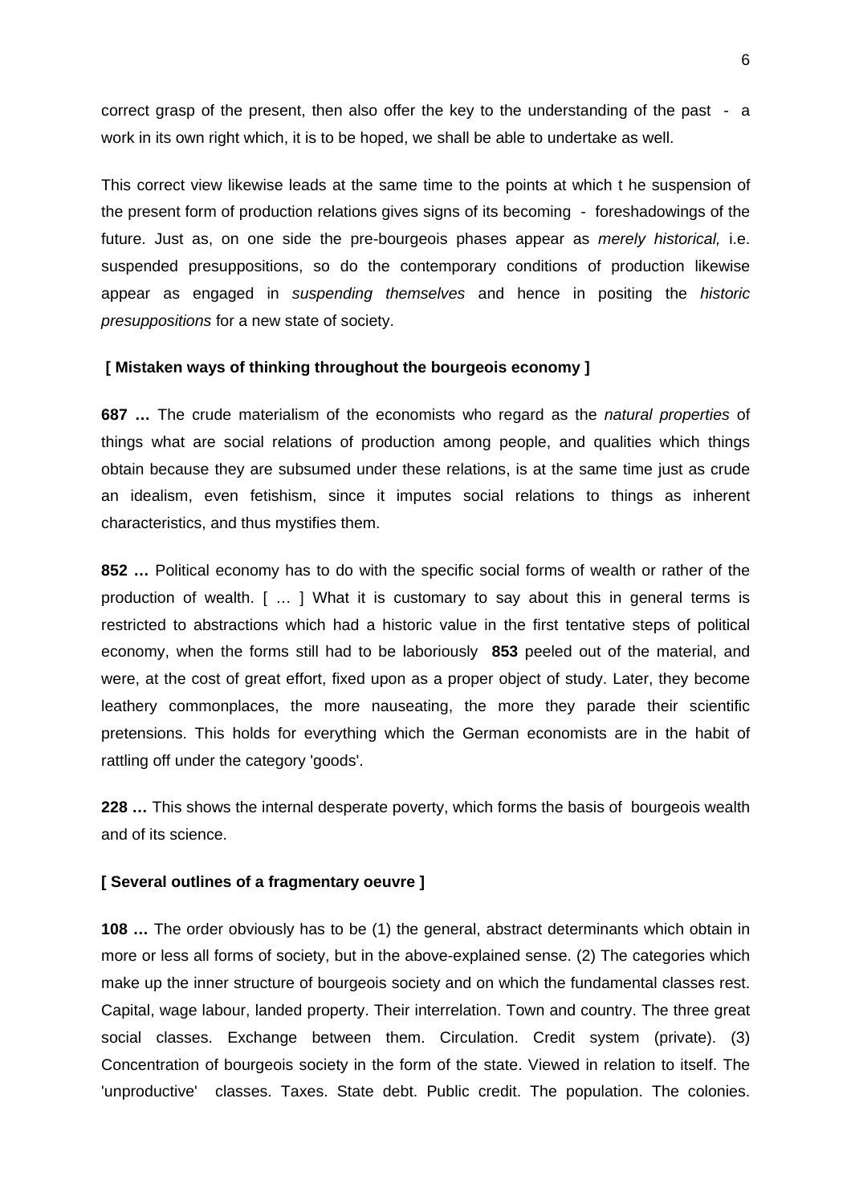correct grasp of the present, then also offer the key to the understanding of the past - a work in its own right which, it is to be hoped, we shall be able to undertake as well.

This correct view likewise leads at the same time to the points at which t he suspension of the present form of production relations gives signs of its becoming - foreshadowings of the future. Just as, on one side the pre-bourgeois phases appear as *merely historical,* i.e. suspended presuppositions, so do the contemporary conditions of production likewise appear as engaged in *suspending themselves* and hence in positing the *historic presuppositions* for a new state of society.

**[ Mistaken ways of thinking throughout the bourgeois economy ]**

**687 …** The crude materialism of the economists who regard as the *natural properties* of things what are social relations of production among people, and qualities which things obtain because they are subsumed under these relations, is at the same time just as crude an idealism, even fetishism, since it imputes social relations to things as inherent characteristics, and thus mystifies them.

**852 …** Political economy has to do with the specific social forms of wealth or rather of the production of wealth. [ … ] What it is customary to say about this in general terms is restricted to abstractions which had a historic value in the first tentative steps of political economy, when the forms still had to be laboriously **853** peeled out of the material, and were, at the cost of great effort, fixed upon as a proper object of study. Later, they become leathery commonplaces, the more nauseating, the more they parade their scientific pretensions. This holds for everything which the German economists are in the habit of rattling off under the category 'goods'.

**228 …** This shows the internal desperate poverty, which forms the basis of bourgeois wealth and of its science.

**[ Several outlines of a fragmentary oeuvre ]**

**108 …** The order obviously has to be (1) the general, abstract determinants which obtain in more or less all forms of society, but in the above-explained sense. (2) The categories which make up the inner structure of bourgeois society and on which the fundamental classes rest. Capital, wage labour, landed property. Their interrelation. Town and country. The three great social classes. Exchange between them. Circulation. Credit system (private). (3) Concentration of bourgeois society in the form of the state. Viewed in relation to itself. The 'unproductive' classes. Taxes. State debt. Public credit. The population. The colonies.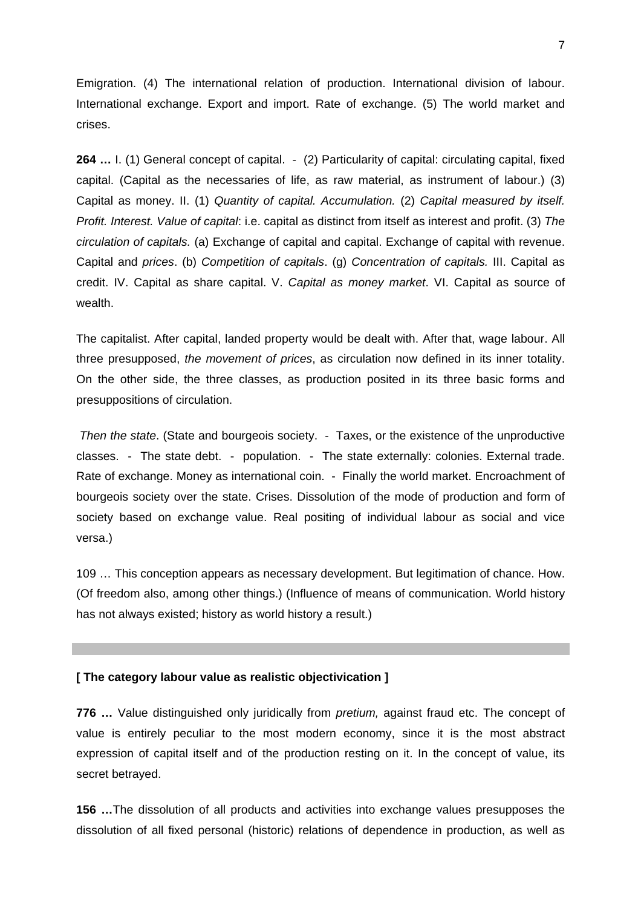Emigration. (4) The international relation of production. International division of labour. International exchange. Export and import. Rate of exchange. (5) The world market and crises.

**264 …** I. (1) General concept of capital. - (2) Particularity of capital: circulating capital, fixed capital. (Capital as the necessaries of life, as raw material, as instrument of labour.) (3) Capital as money. II. (1) *Quantity of capital. Accumulation.* (2) *Capital measured by itself. Profit. Interest. Value of capital*: i.e. capital as distinct from itself as interest and profit. (3) *The circulation of capitals.* (a) Exchange of capital and capital. Exchange of capital with revenue. Capital and *prices*. (b) *Competition of capitals*. (g) *Concentration of capitals.* III. Capital as credit. IV. Capital as share capital. V. *Capital as money market*. VI. Capital as source of wealth.

The capitalist. After capital, landed property would be dealt with. After that, wage labour. All three presupposed, *the movement of prices*, as circulation now defined in its inner totality. On the other side, the three classes, as production posited in its three basic forms and presuppositions of circulation.

*Then the state*. (State and bourgeois society. - Taxes, or the existence of the unproductive classes. - The state debt. - population. - The state externally: colonies. External trade. Rate of exchange. Money as international coin. - Finally the world market. Encroachment of bourgeois society over the state. Crises. Dissolution of the mode of production and form of society based on exchange value. Real positing of individual labour as social and vice versa.)

109 … This conception appears as necessary development. But legitimation of chance. How. (Of freedom also, among other things.) (Influence of means of communication. World history has not always existed; history as world history a result.)

---

**[ The category labour value as realistic objectivication ]**

**776 …** Value distinguished only juridically from *pretium,* against fraud etc. The concept of value is entirely peculiar to the most modern economy, since it is the most abstract expression of capital itself and of the production resting on it. In the concept of value, its secret betrayed.

**156 …**The dissolution of all products and activities into exchange values presupposes the dissolution of all fixed personal (historic) relations of dependence in production, as well as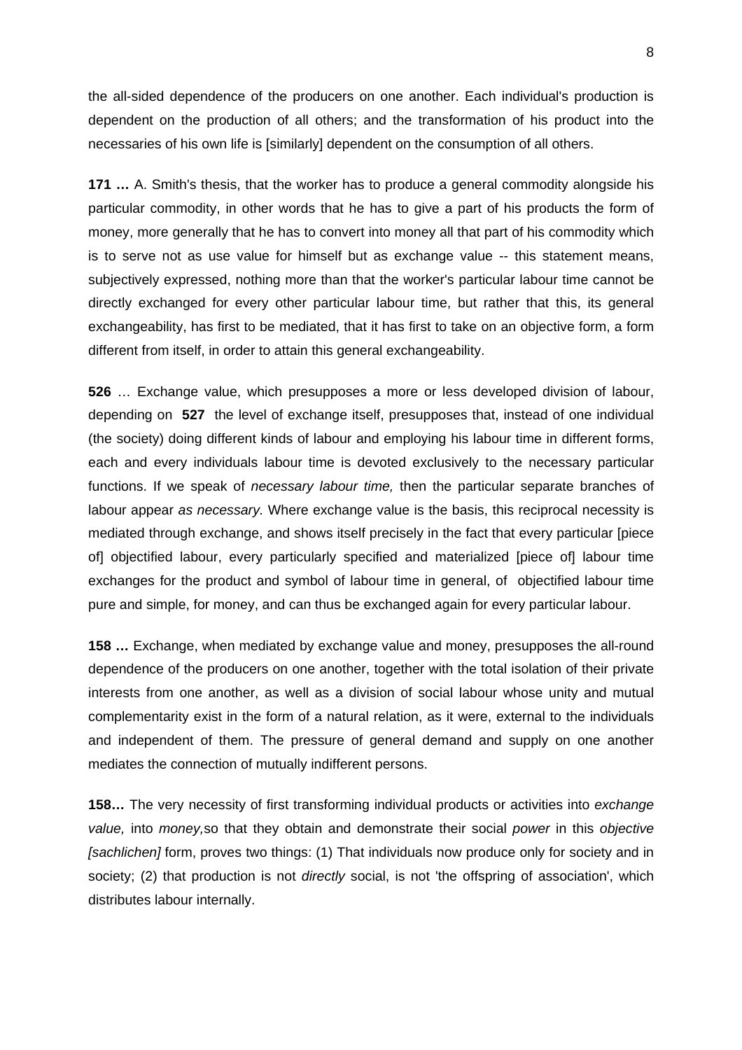the all-sided dependence of the producers on one another. Each individual's production is dependent on the production of all others; and the transformation of his product into the necessaries of his own life is [similarly] dependent on the consumption of all others.

**171 …** A. Smith's thesis, that the worker has to produce a general commodity alongside his particular commodity, in other words that he has to give a part of his products the form of money, more generally that he has to convert into money all that part of his commodity which is to serve not as use value for himself but as exchange value -- this statement means, subjectively expressed, nothing more than that the worker's particular labour time cannot be directly exchanged for every other particular labour time, but rather that this, its general exchangeability, has first to be mediated, that it has first to take on an objective form, a form different from itself, in order to attain this general exchangeability.

**526** … Exchange value, which presupposes a more or less developed division of labour, depending on **527** the level of exchange itself, presupposes that, instead of one individual (the society) doing different kinds of labour and employing his labour time in different forms, each and every individuals labour time is devoted exclusively to the necessary particular functions. If we speak of *necessary labour time,* then the particular separate branches of labour appear *as necessary.* Where exchange value is the basis, this reciprocal necessity is mediated through exchange, and shows itself precisely in the fact that every particular [piece of] objectified labour, every particularly specified and materialized [piece of] labour time exchanges for the product and symbol of labour time in general, of objectified labour time pure and simple, for money, and can thus be exchanged again for every particular labour.

**158 …** Exchange, when mediated by exchange value and money, presupposes the all-round dependence of the producers on one another, together with the total isolation of their private interests from one another, as well as a division of social labour whose unity and mutual complementarity exist in the form of a natural relation, as it were, external to the individuals and independent of them. The pressure of general demand and supply on one another mediates the connection of mutually indifferent persons.

**158…** The very necessity of first transforming individual products or activities into *exchange value,* into *money,*so that they obtain and demonstrate their social *power* in this *objective [sachlichen]* form, proves two things: (1) That individuals now produce only for society and in society; (2) that production is not *directly* social, is not 'the offspring of association', which distributes labour internally.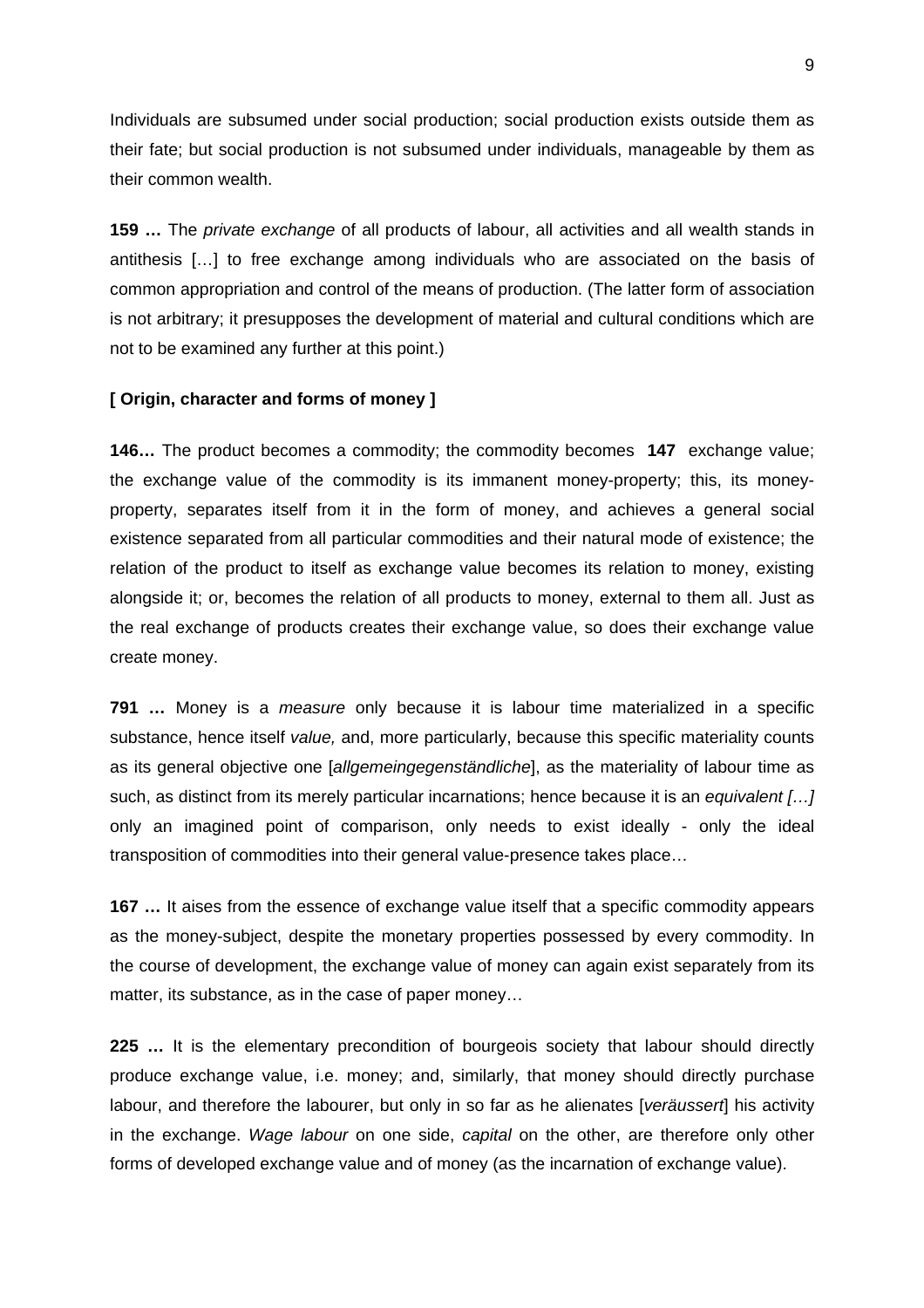Individuals are subsumed under social production; social production exists outside them as their fate; but social production is not subsumed under individuals, manageable by them as their common wealth.

**159 …** The *private exchange* of all products of labour, all activities and all wealth stands in antithesis […] to free exchange among individuals who are associated on the basis of common appropriation and control of the means of production. (The latter form of association is not arbitrary; it presupposes the development of material and cultural conditions which are not to be examined any further at this point.)

**[ Origin, character and forms of money ]**

**146…** The product becomes a commodity; the commodity becomes **147** exchange value; the exchange value of the commodity is its immanent money-property; this, its money-property, separates itself from it in the form of money, and achieves a general social existence separated from all particular commodities and their natural mode of existence; the relation of the product to itself as exchange value becomes its relation to money, existing alongside it; or, becomes the relation of all products to money, external to them all. Just as the real exchange of products creates their exchange value, so does their exchange value create money.

**791 …** Money is a *measure* only because it is labour time materialized in a specific substance, hence itself *value,* and, more particularly, because this specific materiality counts as its general objective one [*allgemeingegenständliche*], as the materiality of labour time as such, as distinct from its merely particular incarnations; hence because it is an *equivalent […]* only an imagined point of comparison, only needs to exist ideally - only the ideal transposition of commodities into their general value-presence takes place…

**167 …** It aises from the essence of exchange value itself that a specific commodity appears as the money-subject, despite the monetary properties possessed by every commodity. In the course of development, the exchange value of money can again exist separately from its matter, its substance, as in the case of paper money…

**225 …** It is the elementary precondition of bourgeois society that labour should directly produce exchange value, i.e. money; and, similarly, that money should directly purchase labour, and therefore the labourer, but only in so far as he alienates [*veräussert*] his activity in the exchange. *Wage labour* on one side, *capital* on the other, are therefore only other forms of developed exchange value and of money (as the incarnation of exchange value).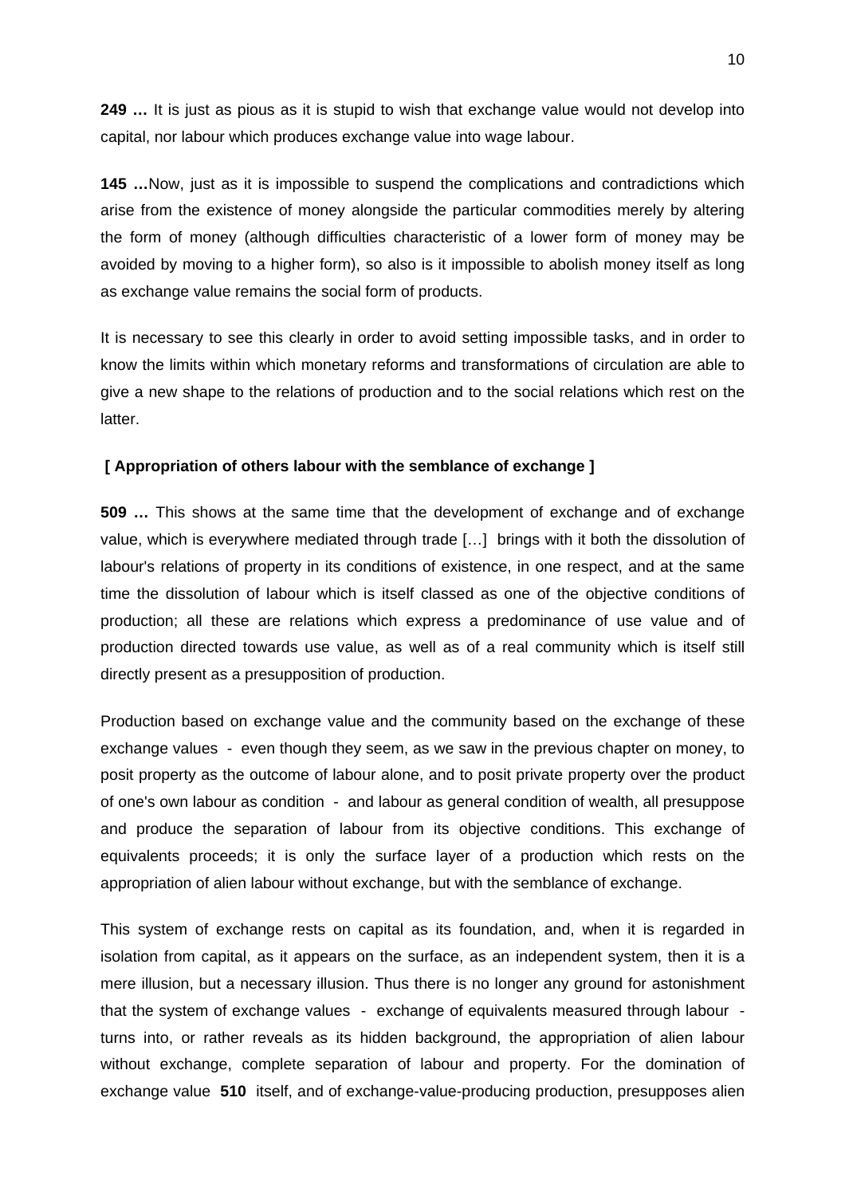**249 …** It is just as pious as it is stupid to wish that exchange value would not develop into capital, nor labour which produces exchange value into wage labour.

**145 …**Now, just as it is impossible to suspend the complications and contradictions which arise from the existence of money alongside the particular commodities merely by altering the form of money (although difficulties characteristic of a lower form of money may be avoided by moving to a higher form), so also is it impossible to abolish money itself as long as exchange value remains the social form of products.

It is necessary to see this clearly in order to avoid setting impossible tasks, and in order to know the limits within which monetary reforms and transformations of circulation are able to give a new shape to the relations of production and to the social relations which rest on the latter.

**[ Appropriation of others labour with the semblance of exchange ]**

**509 …** This shows at the same time that the development of exchange and of exchange value, which is everywhere mediated through trade […] brings with it both the dissolution of labour's relations of property in its conditions of existence, in one respect, and at the same time the dissolution of labour which is itself classed as one of the objective conditions of production; all these are relations which express a predominance of use value and of production directed towards use value, as well as of a real community which is itself still directly present as a presupposition of production.

Production based on exchange value and the community based on the exchange of these exchange values - even though they seem, as we saw in the previous chapter on money, to posit property as the outcome of labour alone, and to posit private property over the product of one's own labour as condition - and labour as general condition of wealth, all presuppose and produce the separation of labour from its objective conditions. This exchange of equivalents proceeds; it is only the surface layer of a production which rests on the appropriation of alien labour without exchange, but with the semblance of exchange.

This system of exchange rests on capital as its foundation, and, when it is regarded in isolation from capital, as it appears on the surface, as an independent system, then it is a mere illusion, but a necessary illusion. Thus there is no longer any ground for astonishment that the system of exchange values - exchange of equivalents measured through labour - turns into, or rather reveals as its hidden background, the appropriation of alien labour without exchange, complete separation of labour and property. For the domination of exchange value **510** itself, and of exchange-value-producing production, presupposes alien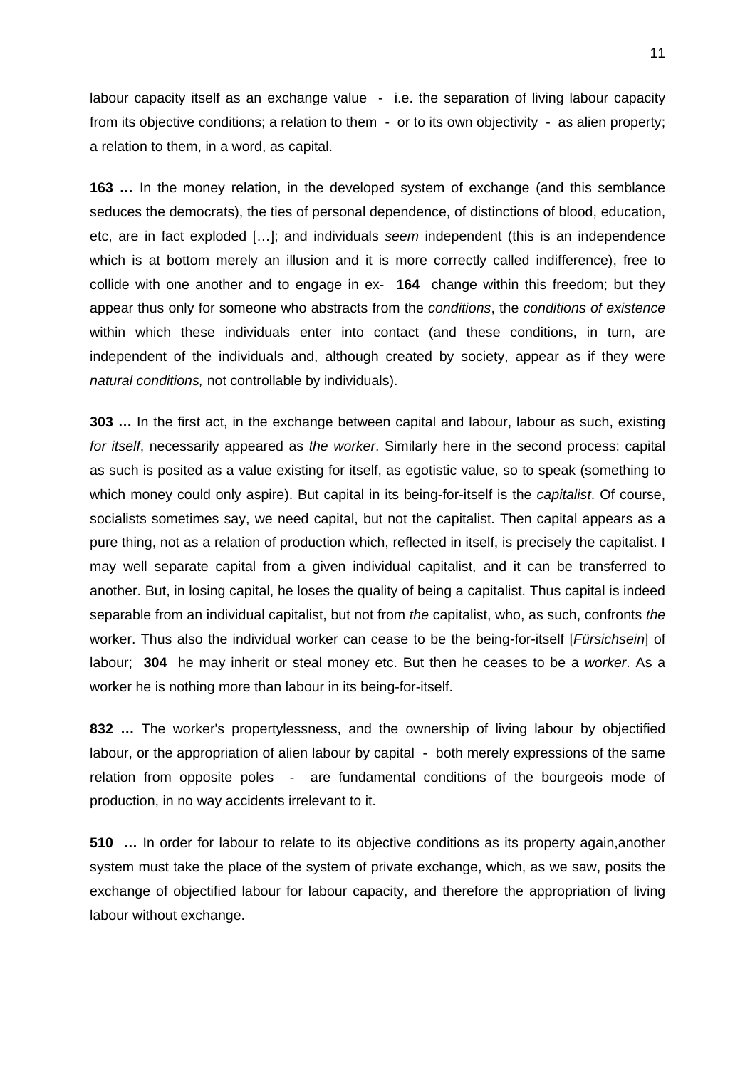labour capacity itself as an exchange value - i.e. the separation of living labour capacity from its objective conditions; a relation to them - or to its own objectivity - as alien property; a relation to them, in a word, as capital.

**163 …** In the money relation, in the developed system of exchange (and this semblance seduces the democrats), the ties of personal dependence, of distinctions of blood, education, etc, are in fact exploded […]; and individuals *seem* independent (this is an independence which is at bottom merely an illusion and it is more correctly called indifference), free to collide with one another and to engage in ex- **164** change within this freedom; but they appear thus only for someone who abstracts from the *conditions*, the *conditions of existence* within which these individuals enter into contact (and these conditions, in turn, are independent of the individuals and, although created by society, appear as if they were *natural conditions,* not controllable by individuals).

**303 …** In the first act, in the exchange between capital and labour, labour as such, existing *for itself*, necessarily appeared as *the worker*. Similarly here in the second process: capital as such is posited as a value existing for itself, as egotistic value, so to speak (something to which money could only aspire). But capital in its being-for-itself is the *capitalist*. Of course, socialists sometimes say, we need capital, but not the capitalist. Then capital appears as a pure thing, not as a relation of production which, reflected in itself, is precisely the capitalist. I may well separate capital from a given individual capitalist, and it can be transferred to another. But, in losing capital, he loses the quality of being a capitalist. Thus capital is indeed separable from an individual capitalist, but not from *the* capitalist, who, as such, confronts *the* worker. Thus also the individual worker can cease to be the being-for-itself [*Fürsichsein*] of labour; **304** he may inherit or steal money etc. But then he ceases to be a *worker*. As a worker he is nothing more than labour in its being-for-itself.

**832 …** The worker's propertylessness, and the ownership of living labour by objectified labour, or the appropriation of alien labour by capital - both merely expressions of the same relation from opposite poles - are fundamental conditions of the bourgeois mode of production, in no way accidents irrelevant to it.

**510 …** In order for labour to relate to its objective conditions as its property again,another system must take the place of the system of private exchange, which, as we saw, posits the exchange of objectified labour for labour capacity, and therefore the appropriation of living labour without exchange.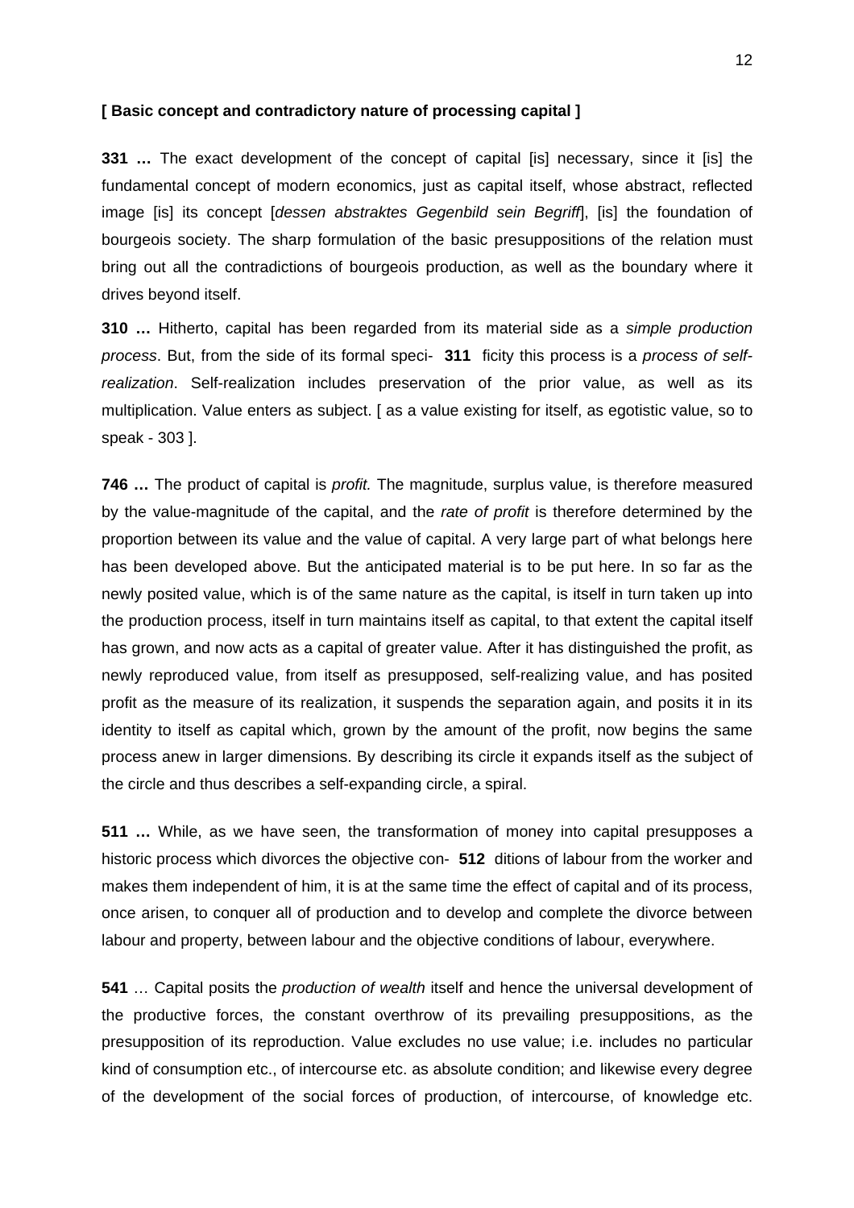**[ Basic concept and contradictory nature of processing capital ]**

**331 …** The exact development of the concept of capital [is] necessary, since it [is] the fundamental concept of modern economics, just as capital itself, whose abstract, reflected image [is] its concept [*dessen abstraktes Gegenbild sein Begriff*], [is] the foundation of bourgeois society. The sharp formulation of the basic presuppositions of the relation must bring out all the contradictions of bourgeois production, as well as the boundary where it drives beyond itself.

**310 …** Hitherto, capital has been regarded from its material side as a *simple production process*. But, from the side of its formal speci- **311** ficity this process is a *process of self-realization*. Self-realization includes preservation of the prior value, as well as its multiplication. Value enters as subject. [ as a value existing for itself, as egotistic value, so to speak - 303 ].

**746 …** The product of capital is *profit.* The magnitude, surplus value, is therefore measured by the value-magnitude of the capital, and the *rate of profit* is therefore determined by the proportion between its value and the value of capital. A very large part of what belongs here has been developed above. But the anticipated material is to be put here. In so far as the newly posited value, which is of the same nature as the capital, is itself in turn taken up into the production process, itself in turn maintains itself as capital, to that extent the capital itself has grown, and now acts as a capital of greater value. After it has distinguished the profit, as newly reproduced value, from itself as presupposed, self-realizing value, and has posited profit as the measure of its realization, it suspends the separation again, and posits it in its identity to itself as capital which, grown by the amount of the profit, now begins the same process anew in larger dimensions. By describing its circle it expands itself as the subject of the circle and thus describes a self-expanding circle, a spiral.

**511 …** While, as we have seen, the transformation of money into capital presupposes a historic process which divorces the objective con- **512** ditions of labour from the worker and makes them independent of him, it is at the same time the effect of capital and of its process, once arisen, to conquer all of production and to develop and complete the divorce between labour and property, between labour and the objective conditions of labour, everywhere.

**541** … Capital posits the *production of wealth* itself and hence the universal development of the productive forces, the constant overthrow of its prevailing presuppositions, as the presupposition of its reproduction. Value excludes no use value; i.e. includes no particular kind of consumption etc., of intercourse etc. as absolute condition; and likewise every degree of the development of the social forces of production, of intercourse, of knowledge etc.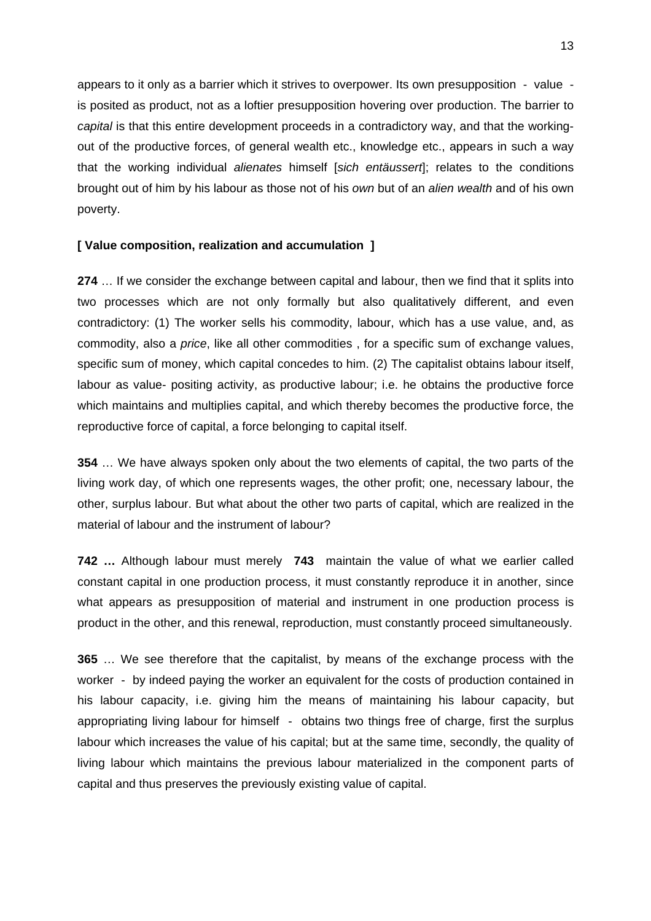appears to it only as a barrier which it strives to overpower. Its own presupposition - value - is posited as product, not as a loftier presupposition hovering over production. The barrier to *capital* is that this entire development proceeds in a contradictory way, and that the working-out of the productive forces, of general wealth etc., knowledge etc., appears in such a way that the working individual *alienates* himself [*sich entäussert*]; relates to the conditions brought out of him by his labour as those not of his *own* but of an *alien wealth* and of his own poverty.

**[ Value composition, realization and accumulation ]**

**274** … If we consider the exchange between capital and labour, then we find that it splits into two processes which are not only formally but also qualitatively different, and even contradictory: (1) The worker sells his commodity, labour, which has a use value, and, as commodity, also a *price*, like all other commodities , for a specific sum of exchange values, specific sum of money, which capital concedes to him. (2) The capitalist obtains labour itself, labour as value- positing activity, as productive labour; i.e. he obtains the productive force which maintains and multiplies capital, and which thereby becomes the productive force, the reproductive force of capital, a force belonging to capital itself.

**354** … We have always spoken only about the two elements of capital, the two parts of the living work day, of which one represents wages, the other profit; one, necessary labour, the other, surplus labour. But what about the other two parts of capital, which are realized in the material of labour and the instrument of labour?

**742 …** Although labour must merely **743** maintain the value of what we earlier called constant capital in one production process, it must constantly reproduce it in another, since what appears as presupposition of material and instrument in one production process is product in the other, and this renewal, reproduction, must constantly proceed simultaneously.

**365** … We see therefore that the capitalist, by means of the exchange process with the worker - by indeed paying the worker an equivalent for the costs of production contained in his labour capacity, i.e. giving him the means of maintaining his labour capacity, but appropriating living labour for himself - obtains two things free of charge, first the surplus labour which increases the value of his capital; but at the same time, secondly, the quality of living labour which maintains the previous labour materialized in the component parts of capital and thus preserves the previously existing value of capital.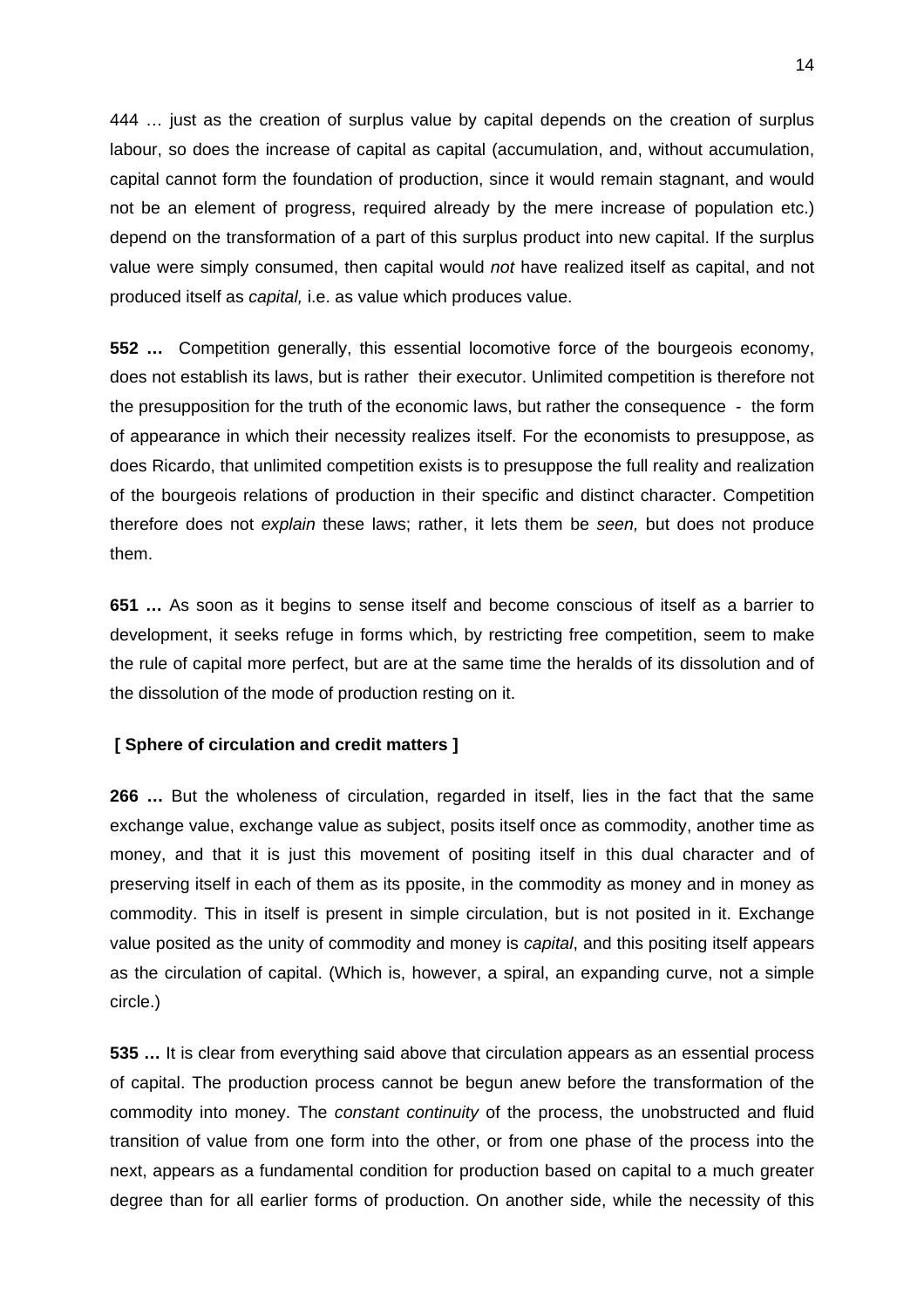444 … just as the creation of surplus value by capital depends on the creation of surplus labour, so does the increase of capital as capital (accumulation, and, without accumulation, capital cannot form the foundation of production, since it would remain stagnant, and would not be an element of progress, required already by the mere increase of population etc.) depend on the transformation of a part of this surplus product into new capital. If the surplus value were simply consumed, then capital would *not* have realized itself as capital, and not produced itself as *capital,* i.e. as value which produces value.

**552 …** Competition generally, this essential locomotive force of the bourgeois economy, does not establish its laws, but is rather their executor. Unlimited competition is therefore not the presupposition for the truth of the economic laws, but rather the consequence - the form of appearance in which their necessity realizes itself. For the economists to presuppose, as does Ricardo, that unlimited competition exists is to presuppose the full reality and realization of the bourgeois relations of production in their specific and distinct character. Competition therefore does not *explain* these laws; rather, it lets them be *seen,* but does not produce them.

**651 …** As soon as it begins to sense itself and become conscious of itself as a barrier to development, it seeks refuge in forms which, by restricting free competition, seem to make the rule of capital more perfect, but are at the same time the heralds of its dissolution and of the dissolution of the mode of production resting on it.

**[ Sphere of circulation and credit matters ]**

**266 …** But the wholeness of circulation, regarded in itself, lies in the fact that the same exchange value, exchange value as subject, posits itself once as commodity, another time as money, and that it is just this movement of positing itself in this dual character and of preserving itself in each of them as its pposite, in the commodity as money and in money as commodity. This in itself is present in simple circulation, but is not posited in it. Exchange value posited as the unity of commodity and money is *capital*, and this positing itself appears as the circulation of capital. (Which is, however, a spiral, an expanding curve, not a simple circle.)

**535 …** It is clear from everything said above that circulation appears as an essential process of capital. The production process cannot be begun anew before the transformation of the commodity into money. The *constant continuity* of the process, the unobstructed and fluid transition of value from one form into the other, or from one phase of the process into the next, appears as a fundamental condition for production based on capital to a much greater degree than for all earlier forms of production. On another side, while the necessity of this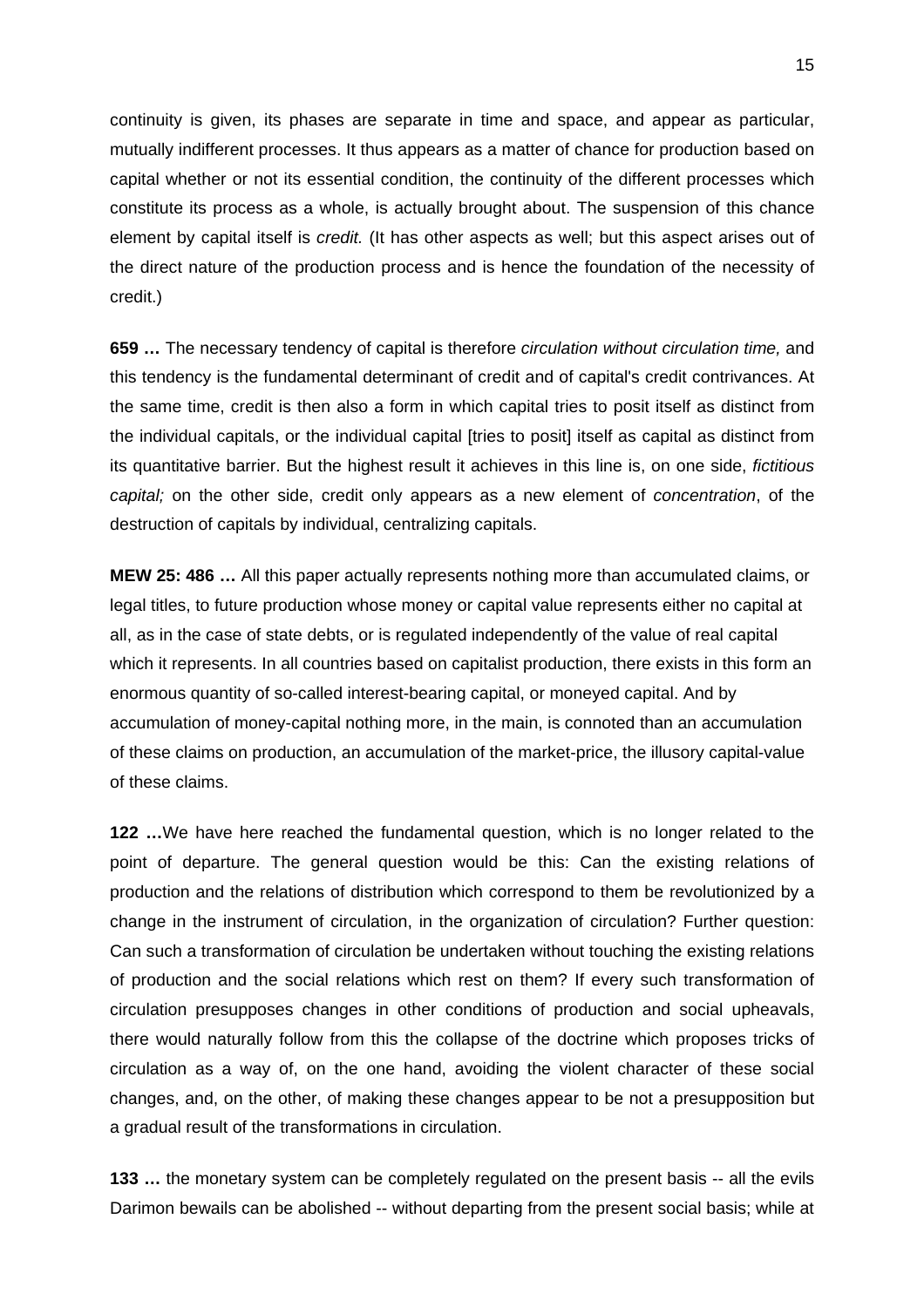continuity is given, its phases are separate in time and space, and appear as particular, mutually indifferent processes. It thus appears as a matter of chance for production based on capital whether or not its essential condition, the continuity of the different processes which constitute its process as a whole, is actually brought about. The suspension of this chance element by capital itself is *credit.* (It has other aspects as well; but this aspect arises out of the direct nature of the production process and is hence the foundation of the necessity of credit.)

**659 …** The necessary tendency of capital is therefore *circulation without circulation time,* and this tendency is the fundamental determinant of credit and of capital's credit contrivances. At the same time, credit is then also a form in which capital tries to posit itself as distinct from the individual capitals, or the individual capital [tries to posit] itself as capital as distinct from its quantitative barrier. But the highest result it achieves in this line is, on one side, *fictitious capital;* on the other side, credit only appears as a new element of *concentration*, of the destruction of capitals by individual, centralizing capitals.

**MEW 25: 486 …** All this paper actually represents nothing more than accumulated claims, or legal titles, to future production whose money or capital value represents either no capital at all, as in the case of state debts, or is regulated independently of the value of real capital which it represents. In all countries based on capitalist production, there exists in this form an enormous quantity of so-called interest-bearing capital, or moneyed capital. And by accumulation of money-capital nothing more, in the main, is connoted than an accumulation of these claims on production, an accumulation of the market-price, the illusory capital-value of these claims.

**122 …**We have here reached the fundamental question, which is no longer related to the point of departure. The general question would be this: Can the existing relations of production and the relations of distribution which correspond to them be revolutionized by a change in the instrument of circulation, in the organization of circulation? Further question: Can such a transformation of circulation be undertaken without touching the existing relations of production and the social relations which rest on them? If every such transformation of circulation presupposes changes in other conditions of production and social upheavals, there would naturally follow from this the collapse of the doctrine which proposes tricks of circulation as a way of, on the one hand, avoiding the violent character of these social changes, and, on the other, of making these changes appear to be not a presupposition but a gradual result of the transformations in circulation.

**133 …** the monetary system can be completely regulated on the present basis -- all the evils Darimon bewails can be abolished -- without departing from the present social basis; while at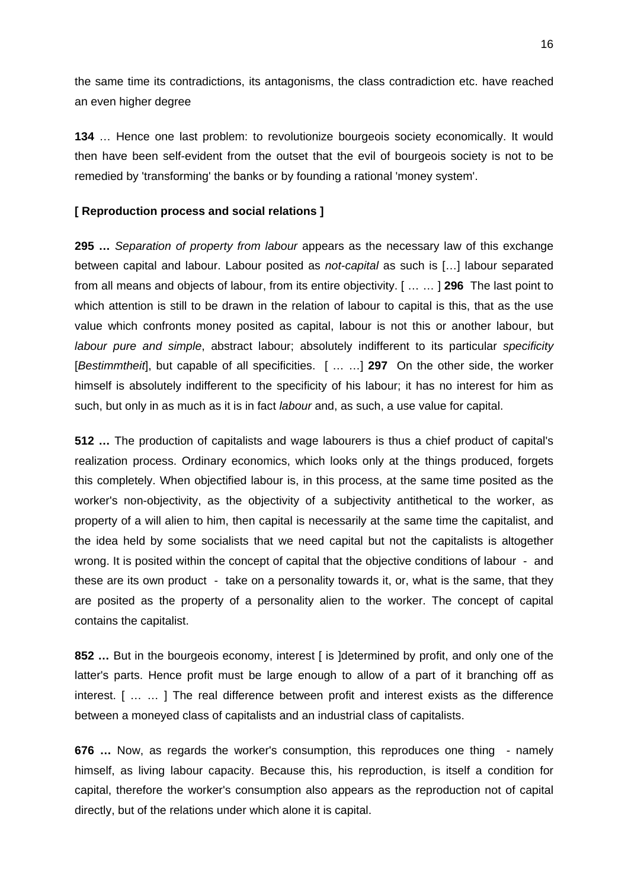the same time its contradictions, its antagonisms, the class contradiction etc. have reached an even higher degree

**134** … Hence one last problem: to revolutionize bourgeois society economically. It would then have been self-evident from the outset that the evil of bourgeois society is not to be remedied by 'transforming' the banks or by founding a rational 'money system'.

**[ Reproduction process and social relations ]**

**295 …** *Separation of property from labour* appears as the necessary law of this exchange between capital and labour. Labour posited as *not-capital* as such is […] labour separated from all means and objects of labour, from its entire objectivity. [ … … ] **296** The last point to which attention is still to be drawn in the relation of labour to capital is this, that as the use value which confronts money posited as capital, labour is not this or another labour, but *labour pure and simple*, abstract labour; absolutely indifferent to its particular *specificity* [*Bestimmtheit*], but capable of all specificities. [ … …] **297** On the other side, the worker himself is absolutely indifferent to the specificity of his labour; it has no interest for him as such, but only in as much as it is in fact *labour* and, as such, a use value for capital.

**512 …** The production of capitalists and wage labourers is thus a chief product of capital's realization process. Ordinary economics, which looks only at the things produced, forgets this completely. When objectified labour is, in this process, at the same time posited as the worker's non-objectivity, as the objectivity of a subjectivity antithetical to the worker, as property of a will alien to him, then capital is necessarily at the same time the capitalist, and the idea held by some socialists that we need capital but not the capitalists is altogether wrong. It is posited within the concept of capital that the objective conditions of labour - and these are its own product - take on a personality towards it, or, what is the same, that they are posited as the property of a personality alien to the worker. The concept of capital contains the capitalist.

**852 …** But in the bourgeois economy, interest [ is ]determined by profit, and only one of the latter's parts. Hence profit must be large enough to allow of a part of it branching off as interest. [ … … ] The real difference between profit and interest exists as the difference between a moneyed class of capitalists and an industrial class of capitalists.

**676 …** Now, as regards the worker's consumption, this reproduces one thing - namely himself, as living labour capacity. Because this, his reproduction, is itself a condition for capital, therefore the worker's consumption also appears as the reproduction not of capital directly, but of the relations under which alone it is capital.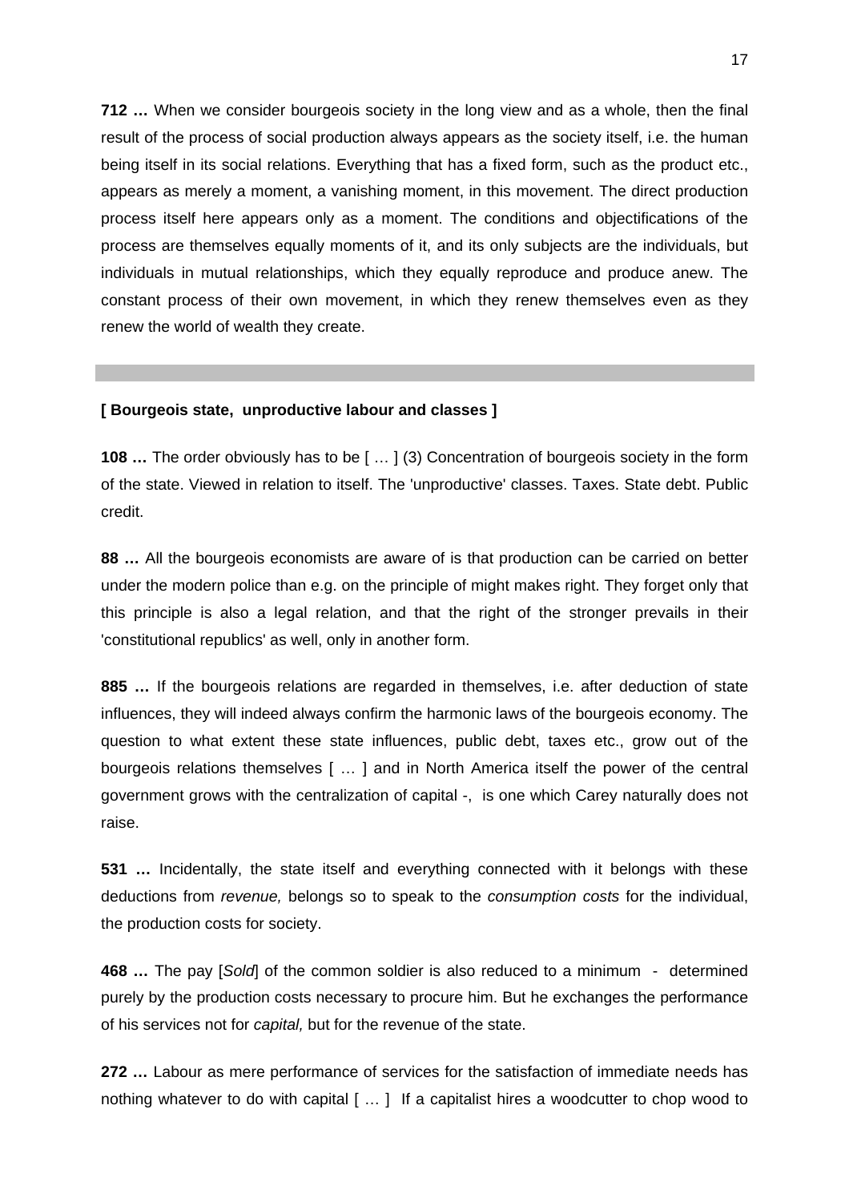**712 …** When we consider bourgeois society in the long view and as a whole, then the final result of the process of social production always appears as the society itself, i.e. the human being itself in its social relations. Everything that has a fixed form, such as the product etc., appears as merely a moment, a vanishing moment, in this movement. The direct production process itself here appears only as a moment. The conditions and objectifications of the process are themselves equally moments of it, and its only subjects are the individuals, but individuals in mutual relationships, which they equally reproduce and produce anew. The constant process of their own movement, in which they renew themselves even as they renew the world of wealth they create.

---

**[ Bourgeois state, unproductive labour and classes ]**

**108 …** The order obviously has to be [ … ] (3) Concentration of bourgeois society in the form of the state. Viewed in relation to itself. The 'unproductive' classes. Taxes. State debt. Public credit.

**88 …** All the bourgeois economists are aware of is that production can be carried on better under the modern police than e.g. on the principle of might makes right. They forget only that this principle is also a legal relation, and that the right of the stronger prevails in their 'constitutional republics' as well, only in another form.

**885 …** If the bourgeois relations are regarded in themselves, i.e. after deduction of state influences, they will indeed always confirm the harmonic laws of the bourgeois economy. The question to what extent these state influences, public debt, taxes etc., grow out of the bourgeois relations themselves [ … ] and in North America itself the power of the central government grows with the centralization of capital -, is one which Carey naturally does not raise.

**531 …** Incidentally, the state itself and everything connected with it belongs with these deductions from *revenue,* belongs so to speak to the *consumption costs* for the individual, the production costs for society.

**468 …** The pay [*Sold*] of the common soldier is also reduced to a minimum - determined purely by the production costs necessary to procure him. But he exchanges the performance of his services not for *capital,* but for the revenue of the state.

**272 …** Labour as mere performance of services for the satisfaction of immediate needs has nothing whatever to do with capital [ … ] If a capitalist hires a woodcutter to chop wood to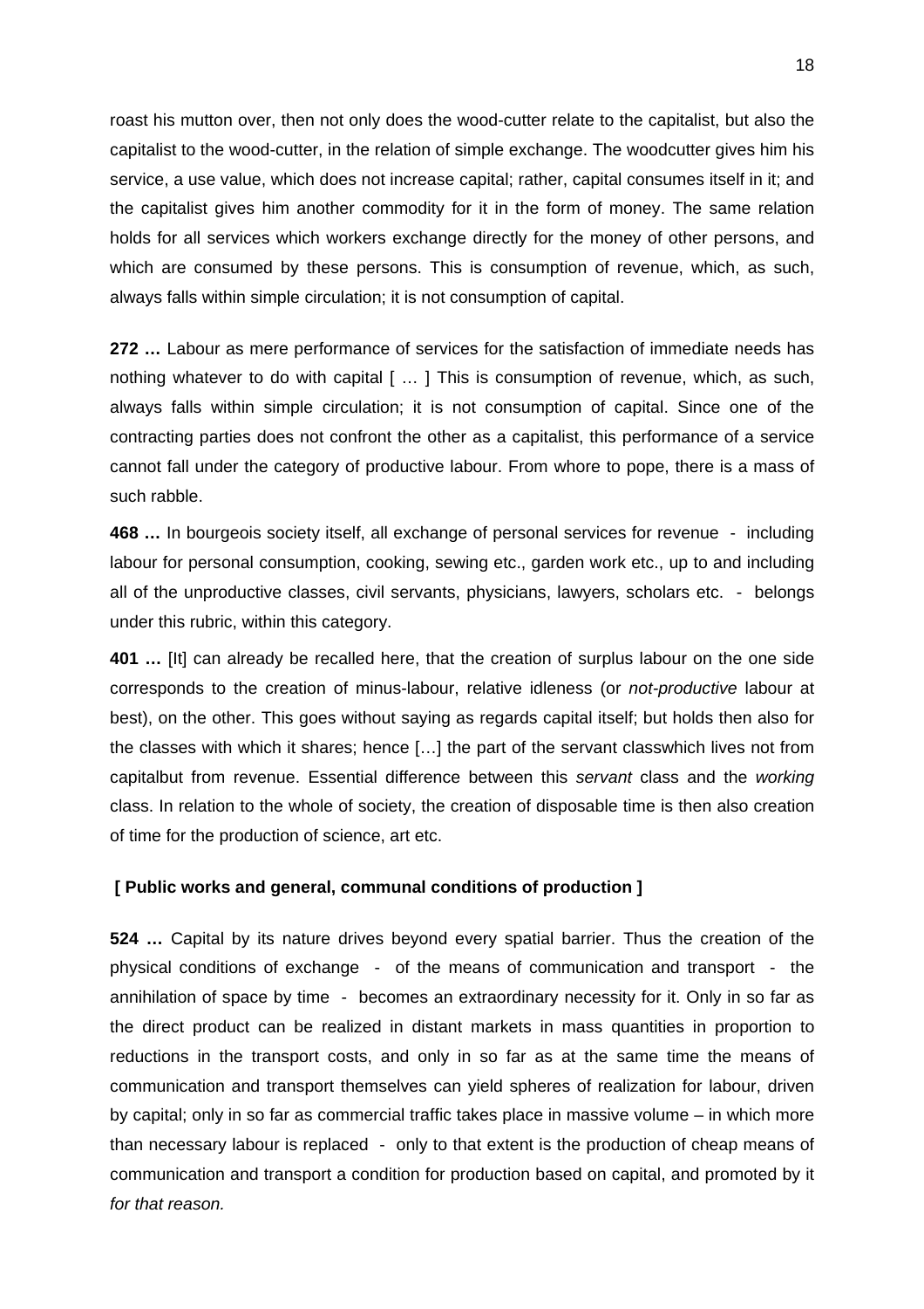roast his mutton over, then not only does the wood-cutter relate to the capitalist, but also the capitalist to the wood-cutter, in the relation of simple exchange. The woodcutter gives him his service, a use value, which does not increase capital; rather, capital consumes itself in it; and the capitalist gives him another commodity for it in the form of money. The same relation holds for all services which workers exchange directly for the money of other persons, and which are consumed by these persons. This is consumption of revenue, which, as such, always falls within simple circulation; it is not consumption of capital.

**272 …** Labour as mere performance of services for the satisfaction of immediate needs has nothing whatever to do with capital [ … ] This is consumption of revenue, which, as such, always falls within simple circulation; it is not consumption of capital. Since one of the contracting parties does not confront the other as a capitalist, this performance of a service cannot fall under the category of productive labour. From whore to pope, there is a mass of such rabble.

**468 …** In bourgeois society itself, all exchange of personal services for revenue - including labour for personal consumption, cooking, sewing etc., garden work etc., up to and including all of the unproductive classes, civil servants, physicians, lawyers, scholars etc. - belongs under this rubric, within this category.

**401 …** [It] can already be recalled here, that the creation of surplus labour on the one side corresponds to the creation of minus-labour, relative idleness (or *not-productive* labour at best), on the other. This goes without saying as regards capital itself; but holds then also for the classes with which it shares; hence […] the part of the servant classwhich lives not from capitalbut from revenue. Essential difference between this *servant* class and the *working* class. In relation to the whole of society, the creation of disposable time is then also creation of time for the production of science, art etc.

**[ Public works and general, communal conditions of production ]**

**524 …** Capital by its nature drives beyond every spatial barrier. Thus the creation of the physical conditions of exchange - of the means of communication and transport - the annihilation of space by time - becomes an extraordinary necessity for it. Only in so far as the direct product can be realized in distant markets in mass quantities in proportion to reductions in the transport costs, and only in so far as at the same time the means of communication and transport themselves can yield spheres of realization for labour, driven by capital; only in so far as commercial traffic takes place in massive volume – in which more than necessary labour is replaced - only to that extent is the production of cheap means of communication and transport a condition for production based on capital, and promoted by it *for that reason.*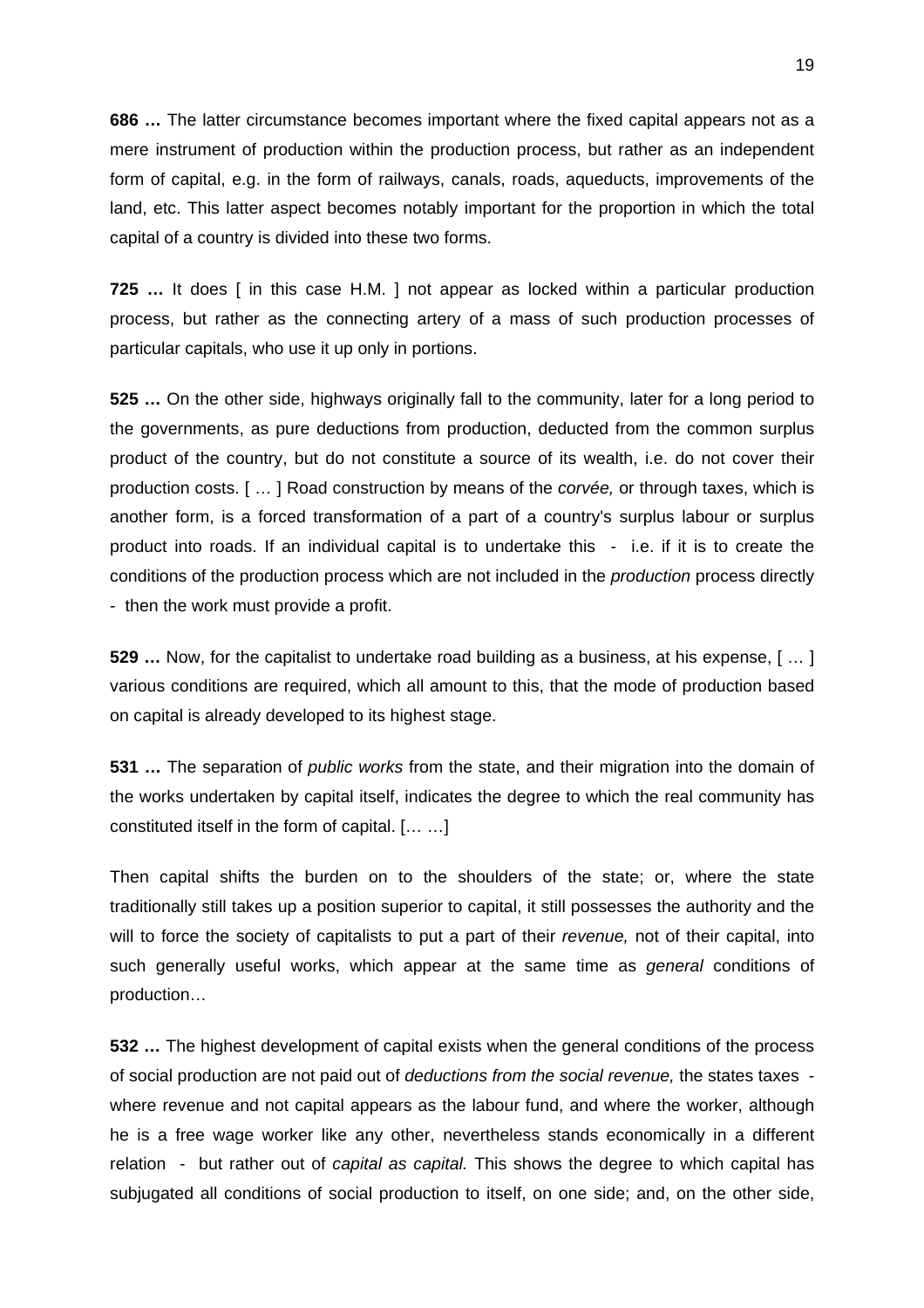**686 …** The latter circumstance becomes important where the fixed capital appears not as a mere instrument of production within the production process, but rather as an independent form of capital, e.g. in the form of railways, canals, roads, aqueducts, improvements of the land, etc. This latter aspect becomes notably important for the proportion in which the total capital of a country is divided into these two forms.

**725 …** It does [ in this case H.M. ] not appear as locked within a particular production process, but rather as the connecting artery of a mass of such production processes of particular capitals, who use it up only in portions.

**525 …** On the other side, highways originally fall to the community, later for a long period to the governments, as pure deductions from production, deducted from the common surplus product of the country, but do not constitute a source of its wealth, i.e. do not cover their production costs. [ … ] Road construction by means of the *corvée,* or through taxes, which is another form, is a forced transformation of a part of a country's surplus labour or surplus product into roads. If an individual capital is to undertake this - i.e. if it is to create the conditions of the production process which are not included in the *production* process directly - then the work must provide a profit.

**529 …** Now, for the capitalist to undertake road building as a business, at his expense, [ … ] various conditions are required, which all amount to this, that the mode of production based on capital is already developed to its highest stage.

**531 …** The separation of *public works* from the state, and their migration into the domain of the works undertaken by capital itself, indicates the degree to which the real community has constituted itself in the form of capital. [… …]

Then capital shifts the burden on to the shoulders of the state; or, where the state traditionally still takes up a position superior to capital, it still possesses the authority and the will to force the society of capitalists to put a part of their *revenue,* not of their capital, into such generally useful works, which appear at the same time as *general* conditions of production…

**532 …** The highest development of capital exists when the general conditions of the process of social production are not paid out of *deductions from the social revenue,* the states taxes - where revenue and not capital appears as the labour fund, and where the worker, although he is a free wage worker like any other, nevertheless stands economically in a different relation - but rather out of *capital as capital.* This shows the degree to which capital has subjugated all conditions of social production to itself, on one side; and, on the other side,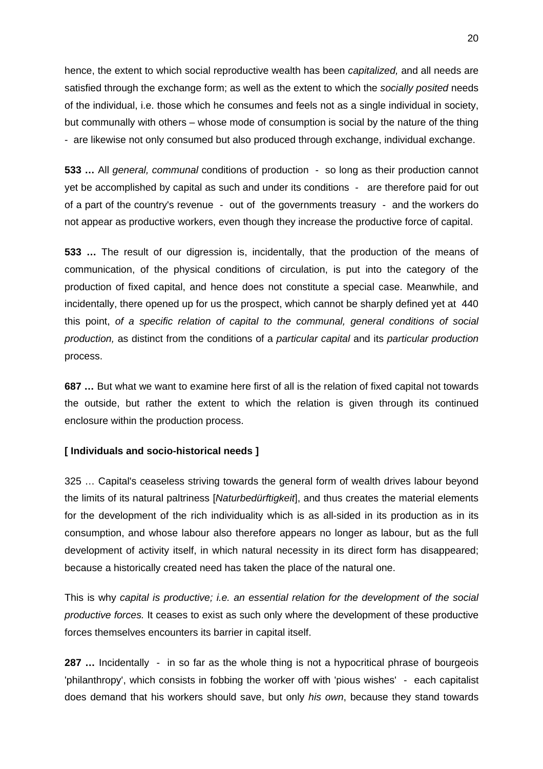hence, the extent to which social reproductive wealth has been *capitalized,* and all needs are satisfied through the exchange form; as well as the extent to which the *socially posited* needs of the individual, i.e. those which he consumes and feels not as a single individual in society, but communally with others – whose mode of consumption is social by the nature of the thing - are likewise not only consumed but also produced through exchange, individual exchange.

**533 …** All *general, communal* conditions of production - so long as their production cannot yet be accomplished by capital as such and under its conditions - are therefore paid for out of a part of the country's revenue - out of the governments treasury - and the workers do not appear as productive workers, even though they increase the productive force of capital.

**533 …** The result of our digression is, incidentally, that the production of the means of communication, of the physical conditions of circulation, is put into the category of the production of fixed capital, and hence does not constitute a special case. Meanwhile, and incidentally, there opened up for us the prospect, which cannot be sharply defined yet at 440 this point, *of a specific relation of capital to the communal, general conditions of social production,* as distinct from the conditions of a *particular capital* and its *particular production* process.

**687 …** But what we want to examine here first of all is the relation of fixed capital not towards the outside, but rather the extent to which the relation is given through its continued enclosure within the production process.

**[ Individuals and socio-historical needs ]**

325 … Capital's ceaseless striving towards the general form of wealth drives labour beyond the limits of its natural paltriness [*Naturbedürftigkeit*], and thus creates the material elements for the development of the rich individuality which is as all-sided in its production as in its consumption, and whose labour also therefore appears no longer as labour, but as the full development of activity itself, in which natural necessity in its direct form has disappeared; because a historically created need has taken the place of the natural one.

This is why *capital is productive; i.e. an essential relation for the development of the social productive forces.* It ceases to exist as such only where the development of these productive forces themselves encounters its barrier in capital itself.

**287 …** Incidentally - in so far as the whole thing is not a hypocritical phrase of bourgeois 'philanthropy', which consists in fobbing the worker off with 'pious wishes' - each capitalist does demand that his workers should save, but only *his own*, because they stand towards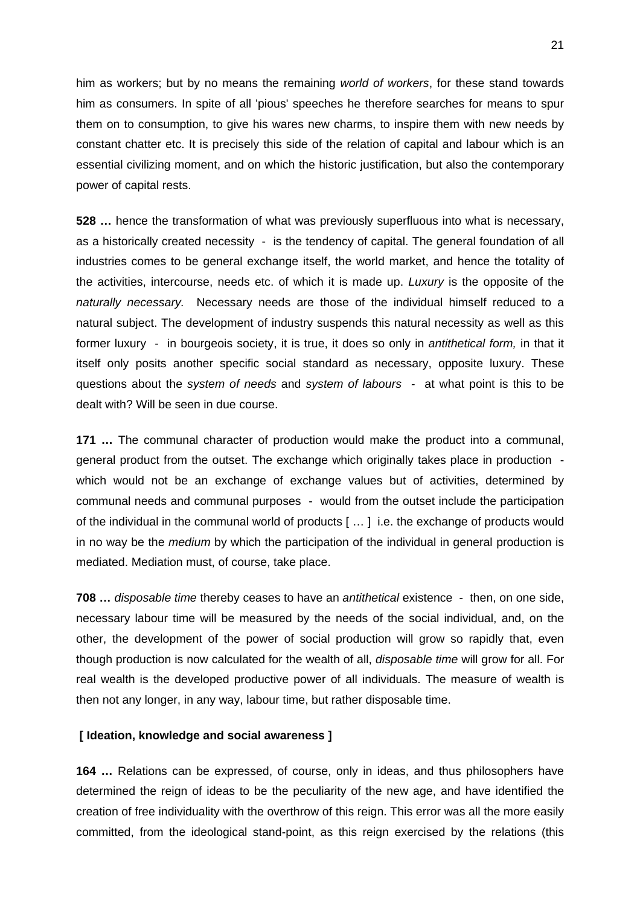him as workers; but by no means the remaining *world of workers*, for these stand towards him as consumers. In spite of all 'pious' speeches he therefore searches for means to spur them on to consumption, to give his wares new charms, to inspire them with new needs by constant chatter etc. It is precisely this side of the relation of capital and labour which is an essential civilizing moment, and on which the historic justification, but also the contemporary power of capital rests.

**528 …** hence the transformation of what was previously superfluous into what is necessary, as a historically created necessity - is the tendency of capital. The general foundation of all industries comes to be general exchange itself, the world market, and hence the totality of the activities, intercourse, needs etc. of which it is made up. *Luxury* is the opposite of the *naturally necessary.* Necessary needs are those of the individual himself reduced to a natural subject. The development of industry suspends this natural necessity as well as this former luxury - in bourgeois society, it is true, it does so only in *antithetical form,* in that it itself only posits another specific social standard as necessary, opposite luxury. These questions about the *system of needs* and *system of labours* - at what point is this to be dealt with? Will be seen in due course.

**171 …** The communal character of production would make the product into a communal, general product from the outset. The exchange which originally takes place in production - which would not be an exchange of exchange values but of activities, determined by communal needs and communal purposes - would from the outset include the participation of the individual in the communal world of products [ … ] i.e. the exchange of products would in no way be the *medium* by which the participation of the individual in general production is mediated. Mediation must, of course, take place.

**708 …** *disposable time* thereby ceases to have an *antithetical* existence - then, on one side, necessary labour time will be measured by the needs of the social individual, and, on the other, the development of the power of social production will grow so rapidly that, even though production is now calculated for the wealth of all, *disposable time* will grow for all. For real wealth is the developed productive power of all individuals. The measure of wealth is then not any longer, in any way, labour time, but rather disposable time.

**[ Ideation, knowledge and social awareness ]**

**164 …** Relations can be expressed, of course, only in ideas, and thus philosophers have determined the reign of ideas to be the peculiarity of the new age, and have identified the creation of free individuality with the overthrow of this reign. This error was all the more easily committed, from the ideological stand-point, as this reign exercised by the relations (this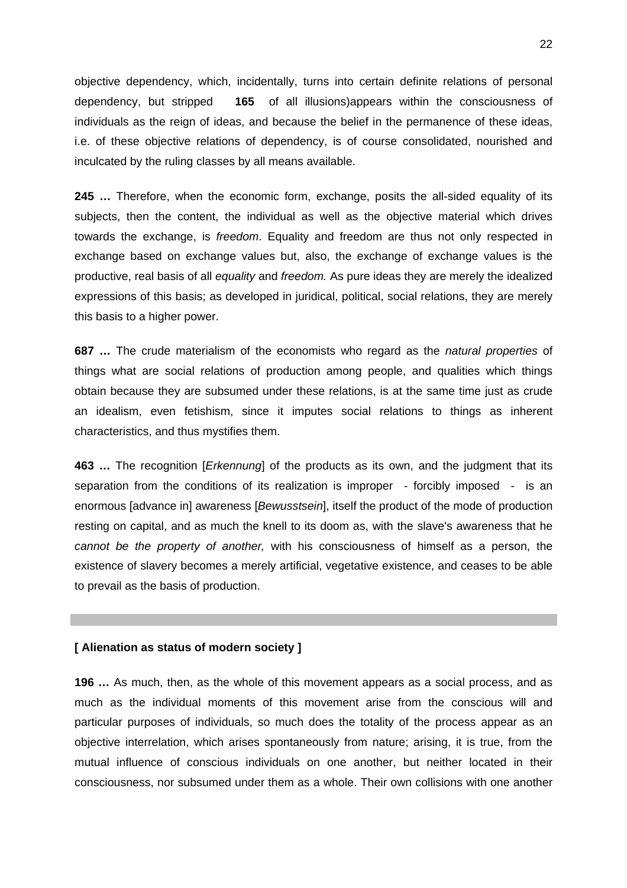objective dependency, which, incidentally, turns into certain definite relations of personal dependency, but stripped **165** of all illusions)appears within the consciousness of individuals as the reign of ideas, and because the belief in the permanence of these ideas, i.e. of these objective relations of dependency, is of course consolidated, nourished and inculcated by the ruling classes by all means available.

**245 …** Therefore, when the economic form, exchange, posits the all-sided equality of its subjects, then the content, the individual as well as the objective material which drives towards the exchange, is *freedom*. Equality and freedom are thus not only respected in exchange based on exchange values but, also, the exchange of exchange values is the productive, real basis of all *equality* and *freedom.* As pure ideas they are merely the idealized expressions of this basis; as developed in juridical, political, social relations, they are merely this basis to a higher power.

**687 …** The crude materialism of the economists who regard as the *natural properties* of things what are social relations of production among people, and qualities which things obtain because they are subsumed under these relations, is at the same time just as crude an idealism, even fetishism, since it imputes social relations to things as inherent characteristics, and thus mystifies them.

**463 …** The recognition [*Erkennung*] of the products as its own, and the judgment that its separation from the conditions of its realization is improper - forcibly imposed - is an enormous [advance in] awareness [*Bewusstsein*], itself the product of the mode of production resting on capital, and as much the knell to its doom as, with the slave's awareness that he *cannot be the property of another,* with his consciousness of himself as a person, the existence of slavery becomes a merely artificial, vegetative existence, and ceases to be able to prevail as the basis of production.

---

**[ Alienation as status of modern society ]**

**196 …** As much, then, as the whole of this movement appears as a social process, and as much as the individual moments of this movement arise from the conscious will and particular purposes of individuals, so much does the totality of the process appear as an objective interrelation, which arises spontaneously from nature; arising, it is true, from the mutual influence of conscious individuals on one another, but neither located in their consciousness, nor subsumed under them as a whole. Their own collisions with one another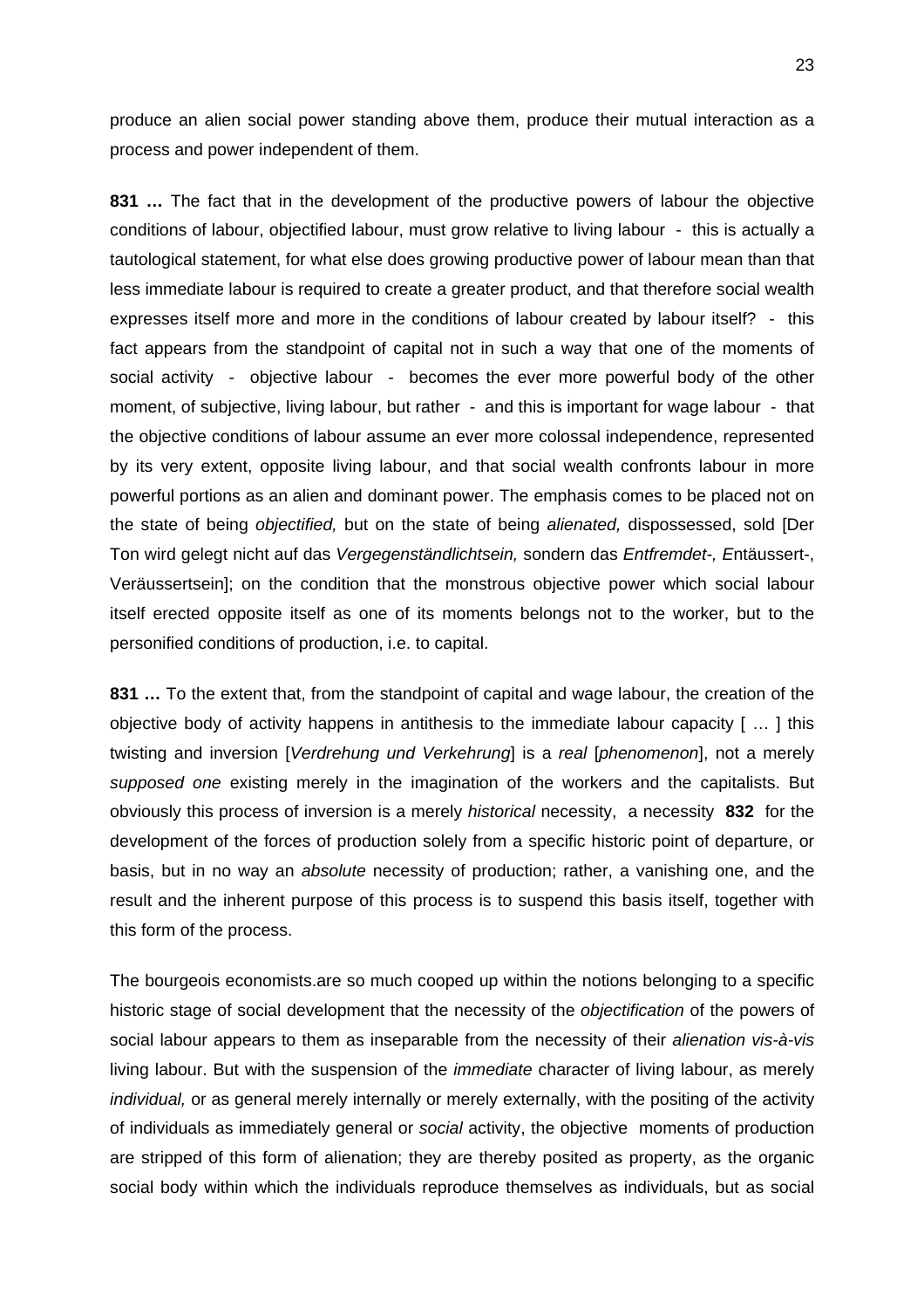produce an alien social power standing above them, produce their mutual interaction as a process and power independent of them.

**831 …** The fact that in the development of the productive powers of labour the objective conditions of labour, objectified labour, must grow relative to living labour - this is actually a tautological statement, for what else does growing productive power of labour mean than that less immediate labour is required to create a greater product, and that therefore social wealth expresses itself more and more in the conditions of labour created by labour itself? - this fact appears from the standpoint of capital not in such a way that one of the moments of social activity - objective labour - becomes the ever more powerful body of the other moment, of subjective, living labour, but rather - and this is important for wage labour - that the objective conditions of labour assume an ever more colossal independence, represented by its very extent, opposite living labour, and that social wealth confronts labour in more powerful portions as an alien and dominant power. The emphasis comes to be placed not on the state of being *objectified,* but on the state of being *alienated,* dispossessed, sold [Der Ton wird gelegt nicht auf das *Vergegenständlichtsein,* sondern das *Entfremdet-, E*ntäussert-, Veräussertsein]; on the condition that the monstrous objective power which social labour itself erected opposite itself as one of its moments belongs not to the worker, but to the personified conditions of production, i.e. to capital.

**831 …** To the extent that, from the standpoint of capital and wage labour, the creation of the objective body of activity happens in antithesis to the immediate labour capacity [ … ] this twisting and inversion [*Verdrehung und Verkehrung*] is a *real* [*phenomenon*], not a merely *supposed one* existing merely in the imagination of the workers and the capitalists. But obviously this process of inversion is a merely *historical* necessity, a necessity **832** for the development of the forces of production solely from a specific historic point of departure, or basis, but in no way an *absolute* necessity of production; rather, a vanishing one, and the result and the inherent purpose of this process is to suspend this basis itself, together with this form of the process.

The bourgeois economists.are so much cooped up within the notions belonging to a specific historic stage of social development that the necessity of the *objectification* of the powers of social labour appears to them as inseparable from the necessity of their *alienation vis-à-vis* living labour. But with the suspension of the *immediate* character of living labour, as merely *individual,* or as general merely internally or merely externally, with the positing of the activity of individuals as immediately general or *social* activity, the objective moments of production are stripped of this form of alienation; they are thereby posited as property, as the organic social body within which the individuals reproduce themselves as individuals, but as social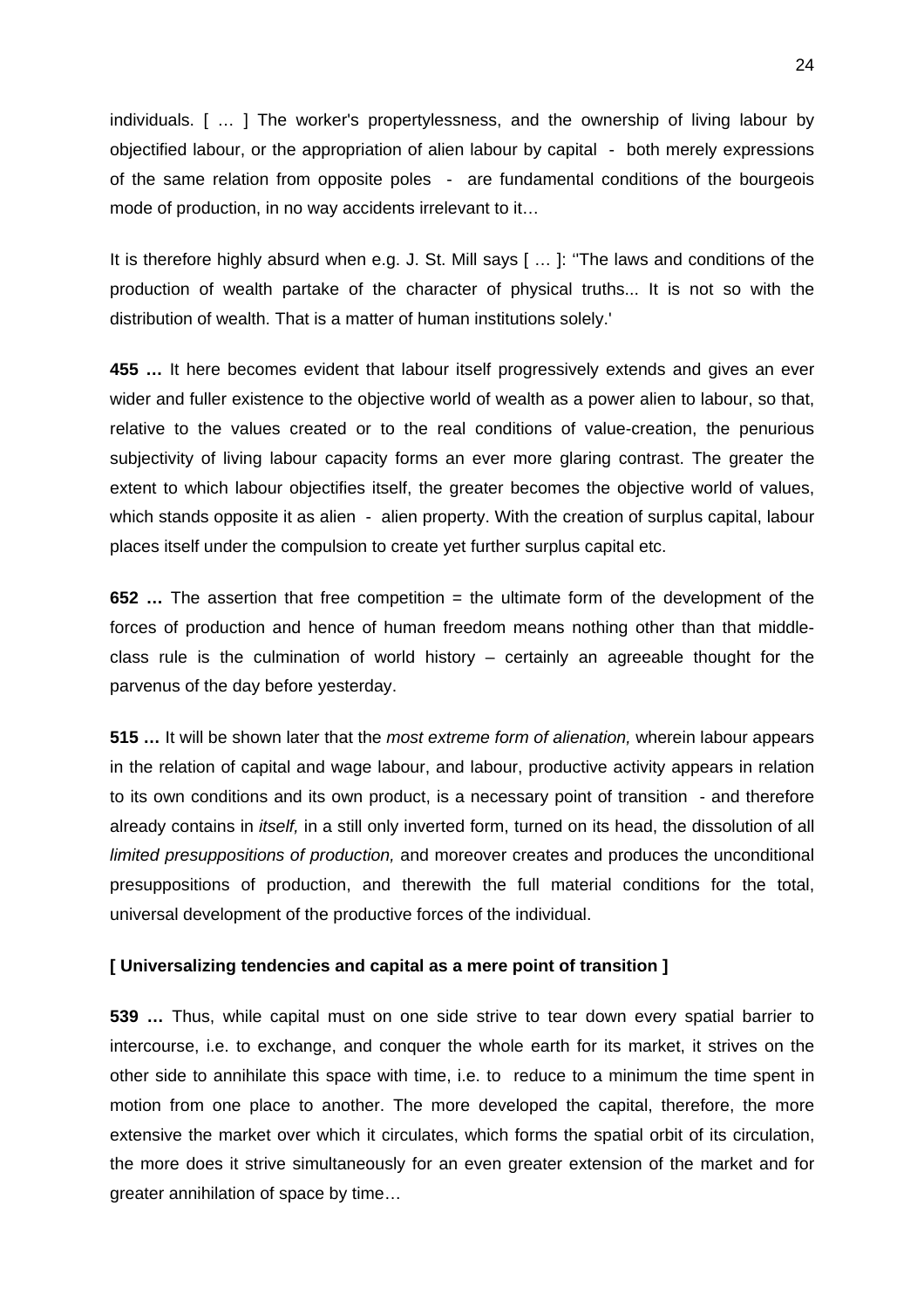individuals. [ … ] The worker's propertylessness, and the ownership of living labour by objectified labour, or the appropriation of alien labour by capital - both merely expressions of the same relation from opposite poles - are fundamental conditions of the bourgeois mode of production, in no way accidents irrelevant to it…

It is therefore highly absurd when e.g. J. St. Mill says [ … ]: ''The laws and conditions of the production of wealth partake of the character of physical truths... It is not so with the distribution of wealth. That is a matter of human institutions solely.'

**455 …** It here becomes evident that labour itself progressively extends and gives an ever wider and fuller existence to the objective world of wealth as a power alien to labour, so that, relative to the values created or to the real conditions of value-creation, the penurious subjectivity of living labour capacity forms an ever more glaring contrast. The greater the extent to which labour objectifies itself, the greater becomes the objective world of values, which stands opposite it as alien - alien property. With the creation of surplus capital, labour places itself under the compulsion to create yet further surplus capital etc.

**652 …** The assertion that free competition = the ultimate form of the development of the forces of production and hence of human freedom means nothing other than that middle-class rule is the culmination of world history – certainly an agreeable thought for the parvenus of the day before yesterday.

**515 …** It will be shown later that the *most extreme form of alienation,* wherein labour appears in the relation of capital and wage labour, and labour, productive activity appears in relation to its own conditions and its own product, is a necessary point of transition - and therefore already contains in *itself,* in a still only inverted form, turned on its head, the dissolution of all *limited presuppositions of production,* and moreover creates and produces the unconditional presuppositions of production, and therewith the full material conditions for the total, universal development of the productive forces of the individual.

**[ Universalizing tendencies and capital as a mere point of transition ]**

**539 …** Thus, while capital must on one side strive to tear down every spatial barrier to intercourse, i.e. to exchange, and conquer the whole earth for its market, it strives on the other side to annihilate this space with time, i.e. to reduce to a minimum the time spent in motion from one place to another. The more developed the capital, therefore, the more extensive the market over which it circulates, which forms the spatial orbit of its circulation, the more does it strive simultaneously for an even greater extension of the market and for greater annihilation of space by time…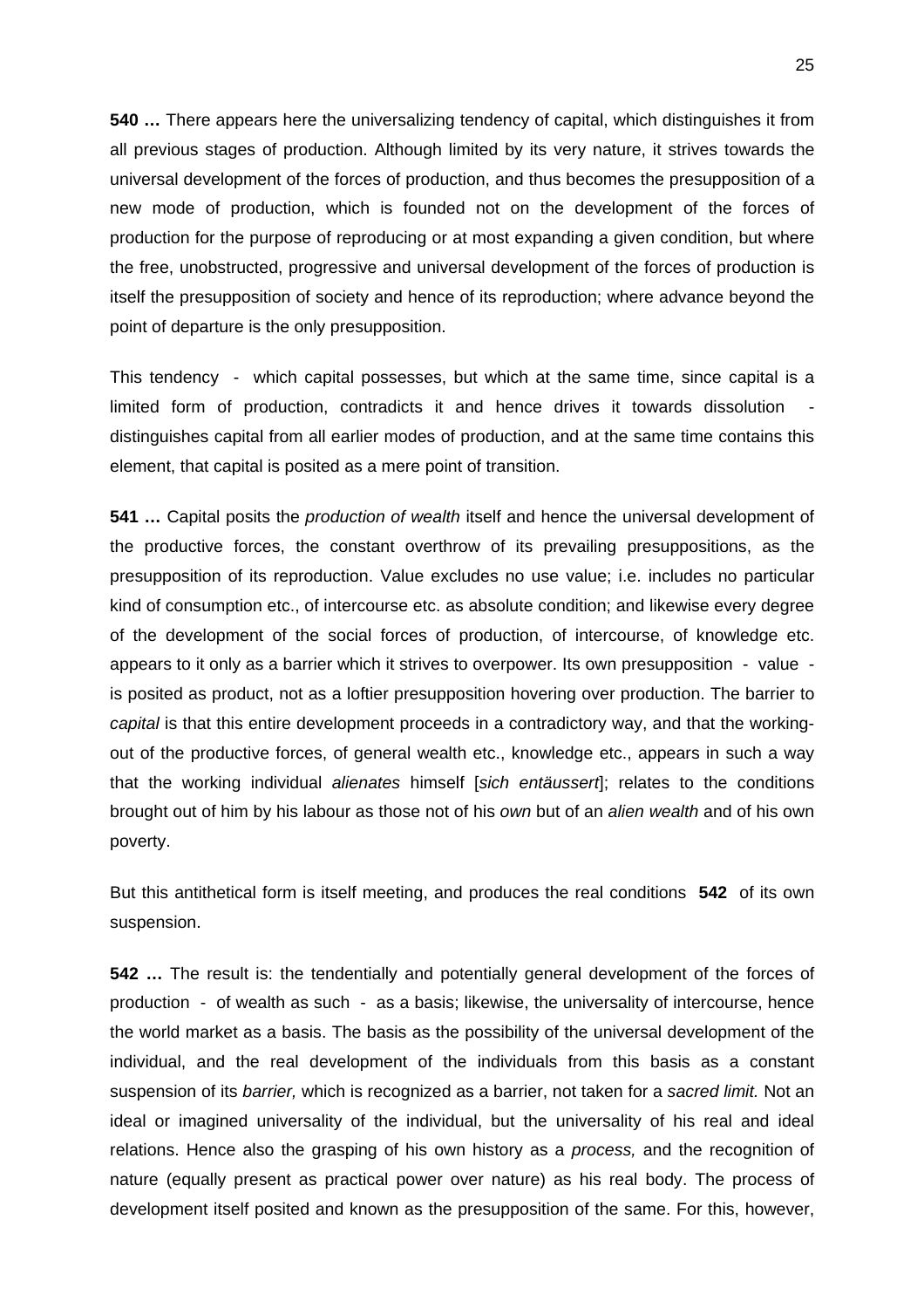**540 …** There appears here the universalizing tendency of capital, which distinguishes it from all previous stages of production. Although limited by its very nature, it strives towards the universal development of the forces of production, and thus becomes the presupposition of a new mode of production, which is founded not on the development of the forces of production for the purpose of reproducing or at most expanding a given condition, but where the free, unobstructed, progressive and universal development of the forces of production is itself the presupposition of society and hence of its reproduction; where advance beyond the point of departure is the only presupposition.

This tendency - which capital possesses, but which at the same time, since capital is a limited form of production, contradicts it and hence drives it towards dissolution - distinguishes capital from all earlier modes of production, and at the same time contains this element, that capital is posited as a mere point of transition.

**541 …** Capital posits the *production of wealth* itself and hence the universal development of the productive forces, the constant overthrow of its prevailing presuppositions, as the presupposition of its reproduction. Value excludes no use value; i.e. includes no particular kind of consumption etc., of intercourse etc. as absolute condition; and likewise every degree of the development of the social forces of production, of intercourse, of knowledge etc. appears to it only as a barrier which it strives to overpower. Its own presupposition - value - is posited as product, not as a loftier presupposition hovering over production. The barrier to *capital* is that this entire development proceeds in a contradictory way, and that the working-out of the productive forces, of general wealth etc., knowledge etc., appears in such a way that the working individual *alienates* himself [*sich entäussert*]; relates to the conditions brought out of him by his labour as those not of his *own* but of an *alien wealth* and of his own poverty.

But this antithetical form is itself meeting, and produces the real conditions **542** of its own suspension.

**542 …** The result is: the tendentially and potentially general development of the forces of production - of wealth as such - as a basis; likewise, the universality of intercourse, hence the world market as a basis. The basis as the possibility of the universal development of the individual, and the real development of the individuals from this basis as a constant suspension of its *barrier,* which is recognized as a barrier, not taken for a *sacred limit.* Not an ideal or imagined universality of the individual, but the universality of his real and ideal relations. Hence also the grasping of his own history as a *process,* and the recognition of nature (equally present as practical power over nature) as his real body. The process of development itself posited and known as the presupposition of the same. For this, however,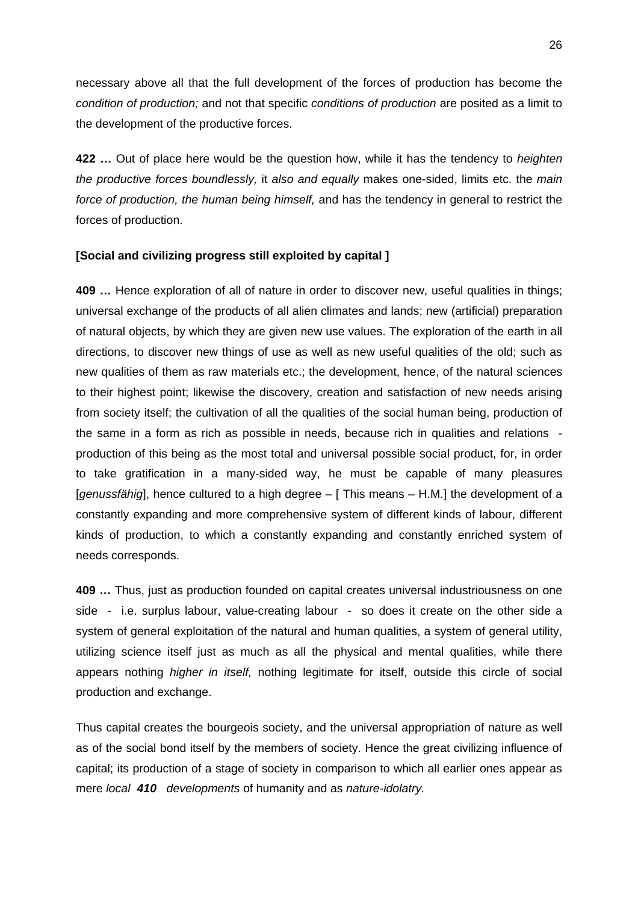necessary above all that the full development of the forces of production has become the *condition of production;* and not that specific *conditions of production* are posited as a limit to the development of the productive forces.

**422 …** Out of place here would be the question how, while it has the tendency to *heighten the productive forces boundlessly,* it *also and equally* makes one-sided, limits etc. the *main force of production, the human being himself,* and has the tendency in general to restrict the forces of production.

**[Social and civilizing progress still exploited by capital ]**

**409 …** Hence exploration of all of nature in order to discover new, useful qualities in things; universal exchange of the products of all alien climates and lands; new (artificial) preparation of natural objects, by which they are given new use values. The exploration of the earth in all directions, to discover new things of use as well as new useful qualities of the old; such as new qualities of them as raw materials etc.; the development, hence, of the natural sciences to their highest point; likewise the discovery, creation and satisfaction of new needs arising from society itself; the cultivation of all the qualities of the social human being, production of the same in a form as rich as possible in needs, because rich in qualities and relations - production of this being as the most total and universal possible social product, for, in order to take gratification in a many-sided way, he must be capable of many pleasures [*genussfähig*], hence cultured to a high degree – [ This means – H.M.] the development of a constantly expanding and more comprehensive system of different kinds of labour, different kinds of production, to which a constantly expanding and constantly enriched system of needs corresponds.

**409 …** Thus, just as production founded on capital creates universal industriousness on one side - i.e. surplus labour, value-creating labour - so does it create on the other side a system of general exploitation of the natural and human qualities, a system of general utility, utilizing science itself just as much as all the physical and mental qualities, while there appears nothing *higher in itself,* nothing legitimate for itself, outside this circle of social production and exchange.

Thus capital creates the bourgeois society, and the universal appropriation of nature as well as of the social bond itself by the members of society. Hence the great civilizing influence of capital; its production of a stage of society in comparison to which all earlier ones appear as mere *local* ***410*** *developments* of humanity and as *nature-idolatry.*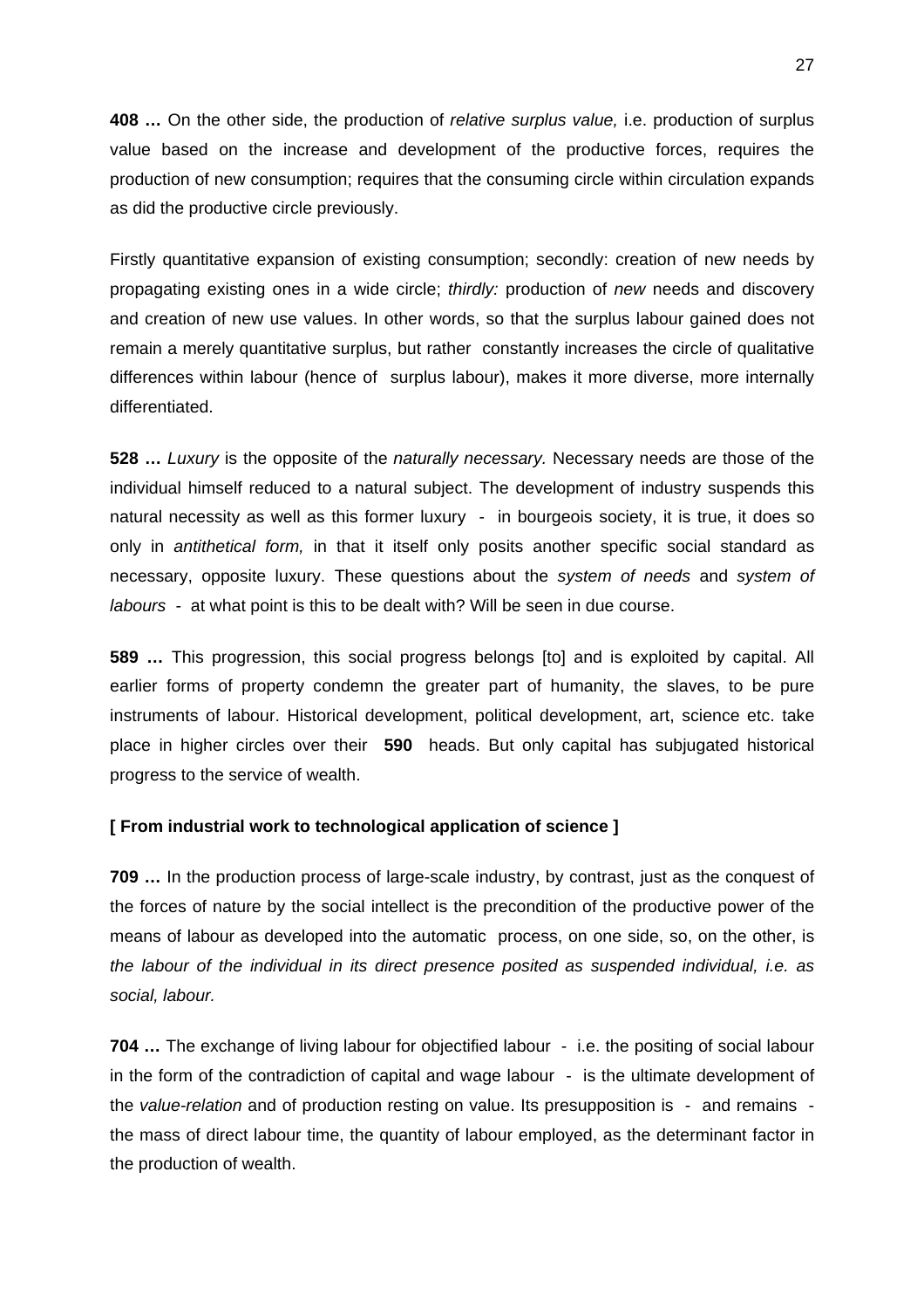**408 …** On the other side, the production of *relative surplus value,* i.e. production of surplus value based on the increase and development of the productive forces, requires the production of new consumption; requires that the consuming circle within circulation expands as did the productive circle previously.

Firstly quantitative expansion of existing consumption; secondly: creation of new needs by propagating existing ones in a wide circle; *thirdly:* production of *new* needs and discovery and creation of new use values. In other words, so that the surplus labour gained does not remain a merely quantitative surplus, but rather constantly increases the circle of qualitative differences within labour (hence of surplus labour), makes it more diverse, more internally differentiated.

**528 …** *Luxury* is the opposite of the *naturally necessary.* Necessary needs are those of the individual himself reduced to a natural subject. The development of industry suspends this natural necessity as well as this former luxury - in bourgeois society, it is true, it does so only in *antithetical form,* in that it itself only posits another specific social standard as necessary, opposite luxury. These questions about the *system of needs* and *system of labours* - at what point is this to be dealt with? Will be seen in due course.

**589 …** This progression, this social progress belongs [to] and is exploited by capital. All earlier forms of property condemn the greater part of humanity, the slaves, to be pure instruments of labour. Historical development, political development, art, science etc. take place in higher circles over their **590** heads. But only capital has subjugated historical progress to the service of wealth.

**[ From industrial work to technological application of science ]**

**709 …** In the production process of large-scale industry, by contrast, just as the conquest of the forces of nature by the social intellect is the precondition of the productive power of the means of labour as developed into the automatic process, on one side, so, on the other, is *the labour of the individual in its direct presence posited as suspended individual, i.e. as social, labour.*

**704 …** The exchange of living labour for objectified labour - i.e. the positing of social labour in the form of the contradiction of capital and wage labour - is the ultimate development of the *value-relation* and of production resting on value. Its presupposition is - and remains - the mass of direct labour time, the quantity of labour employed, as the determinant factor in the production of wealth.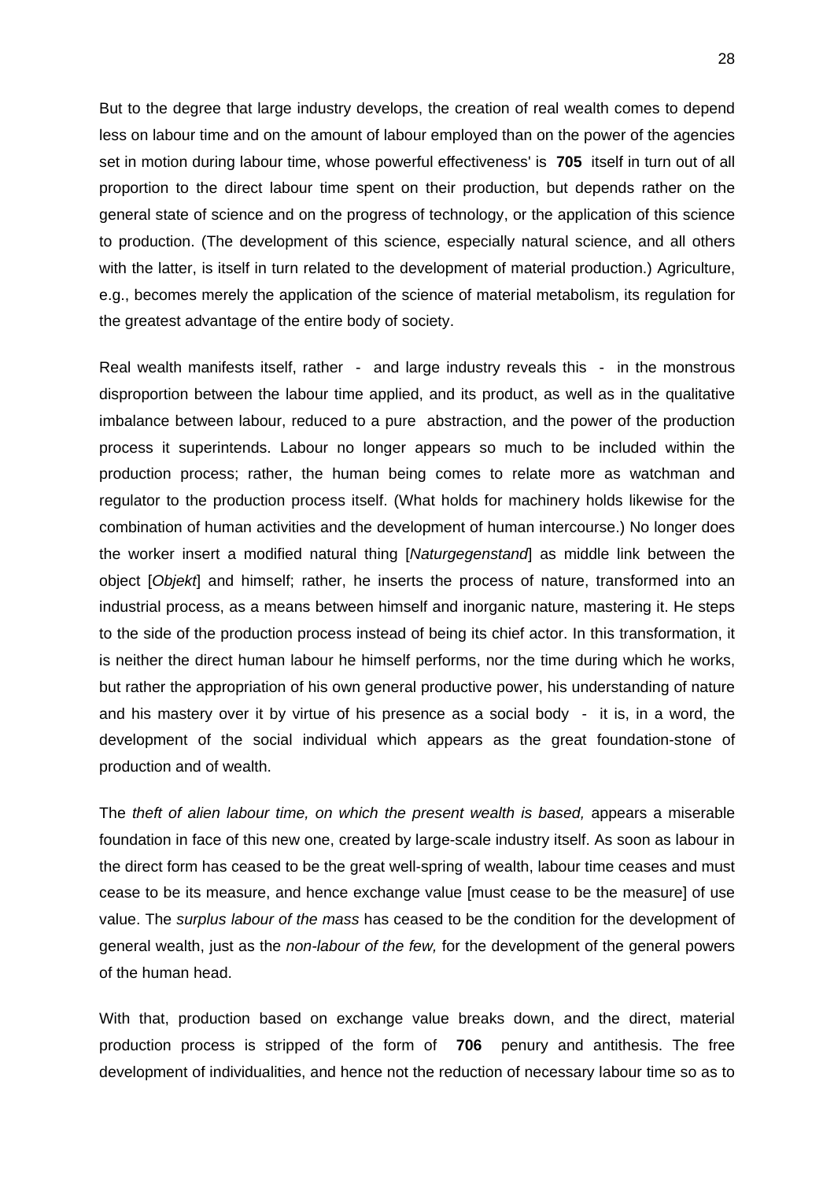But to the degree that large industry develops, the creation of real wealth comes to depend less on labour time and on the amount of labour employed than on the power of the agencies set in motion during labour time, whose powerful effectiveness' is **705** itself in turn out of all proportion to the direct labour time spent on their production, but depends rather on the general state of science and on the progress of technology, or the application of this science to production. (The development of this science, especially natural science, and all others with the latter, is itself in turn related to the development of material production.) Agriculture, e.g., becomes merely the application of the science of material metabolism, its regulation for the greatest advantage of the entire body of society.

Real wealth manifests itself, rather - and large industry reveals this - in the monstrous disproportion between the labour time applied, and its product, as well as in the qualitative imbalance between labour, reduced to a pure abstraction, and the power of the production process it superintends. Labour no longer appears so much to be included within the production process; rather, the human being comes to relate more as watchman and regulator to the production process itself. (What holds for machinery holds likewise for the combination of human activities and the development of human intercourse.) No longer does the worker insert a modified natural thing [*Naturgegenstand*] as middle link between the object [*Objekt*] and himself; rather, he inserts the process of nature, transformed into an industrial process, as a means between himself and inorganic nature, mastering it. He steps to the side of the production process instead of being its chief actor. In this transformation, it is neither the direct human labour he himself performs, nor the time during which he works, but rather the appropriation of his own general productive power, his understanding of nature and his mastery over it by virtue of his presence as a social body - it is, in a word, the development of the social individual which appears as the great foundation-stone of production and of wealth.

The *theft of alien labour time, on which the present wealth is based,* appears a miserable foundation in face of this new one, created by large-scale industry itself. As soon as labour in the direct form has ceased to be the great well-spring of wealth, labour time ceases and must cease to be its measure, and hence exchange value [must cease to be the measure] of use value. The *surplus labour of the mass* has ceased to be the condition for the development of general wealth, just as the *non-labour of the few,* for the development of the general powers of the human head.

With that, production based on exchange value breaks down, and the direct, material production process is stripped of the form of **706** penury and antithesis. The free development of individualities, and hence not the reduction of necessary labour time so as to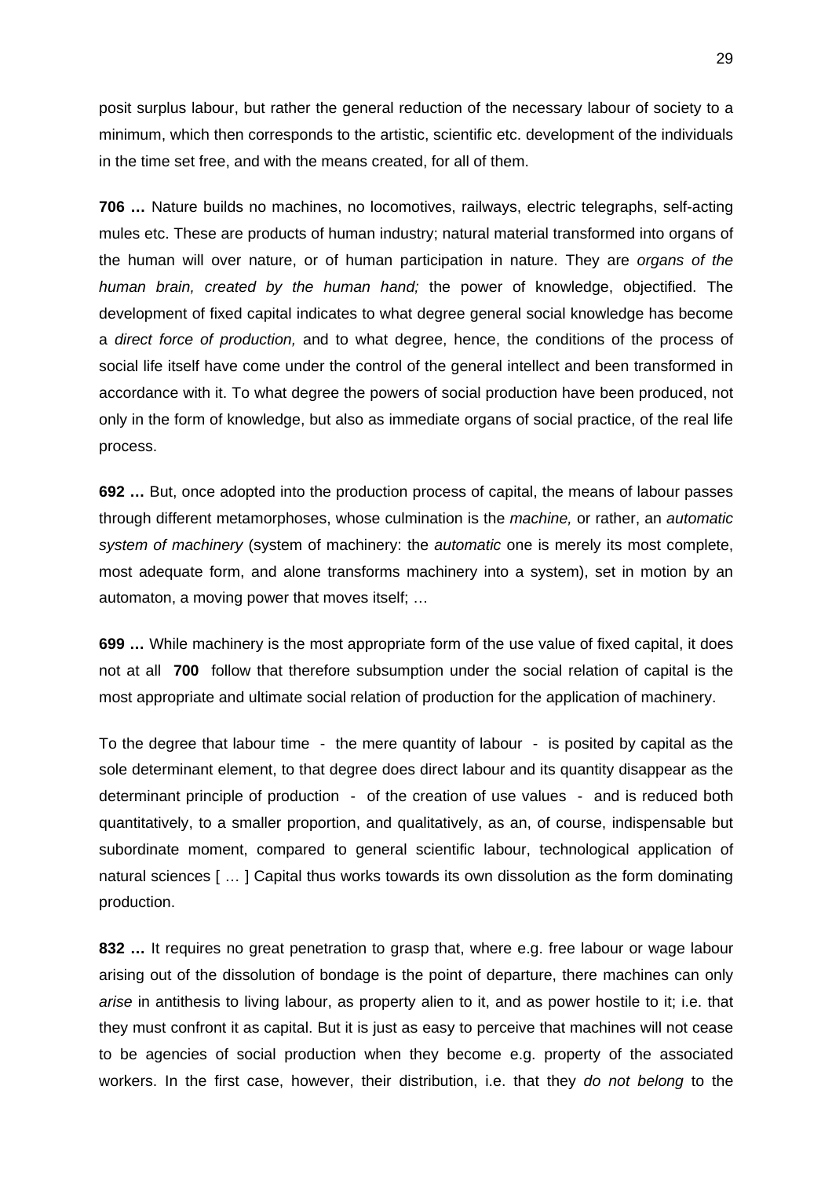posit surplus labour, but rather the general reduction of the necessary labour of society to a minimum, which then corresponds to the artistic, scientific etc. development of the individuals in the time set free, and with the means created, for all of them.

**706 …** Nature builds no machines, no locomotives, railways, electric telegraphs, self-acting mules etc. These are products of human industry; natural material transformed into organs of the human will over nature, or of human participation in nature. They are *organs of the human brain, created by the human hand;* the power of knowledge, objectified. The development of fixed capital indicates to what degree general social knowledge has become a *direct force of production,* and to what degree, hence, the conditions of the process of social life itself have come under the control of the general intellect and been transformed in accordance with it. To what degree the powers of social production have been produced, not only in the form of knowledge, but also as immediate organs of social practice, of the real life process.

**692 …** But, once adopted into the production process of capital, the means of labour passes through different metamorphoses, whose culmination is the *machine,* or rather, an *automatic system of machinery* (system of machinery: the *automatic* one is merely its most complete, most adequate form, and alone transforms machinery into a system), set in motion by an automaton, a moving power that moves itself; …

**699 …** While machinery is the most appropriate form of the use value of fixed capital, it does not at all **700** follow that therefore subsumption under the social relation of capital is the most appropriate and ultimate social relation of production for the application of machinery.

To the degree that labour time - the mere quantity of labour - is posited by capital as the sole determinant element, to that degree does direct labour and its quantity disappear as the determinant principle of production - of the creation of use values - and is reduced both quantitatively, to a smaller proportion, and qualitatively, as an, of course, indispensable but subordinate moment, compared to general scientific labour, technological application of natural sciences [ … ] Capital thus works towards its own dissolution as the form dominating production.

**832 …** It requires no great penetration to grasp that, where e.g. free labour or wage labour arising out of the dissolution of bondage is the point of departure, there machines can only *arise* in antithesis to living labour, as property alien to it, and as power hostile to it; i.e. that they must confront it as capital. But it is just as easy to perceive that machines will not cease to be agencies of social production when they become e.g. property of the associated workers. In the first case, however, their distribution, i.e. that they *do not belong* to the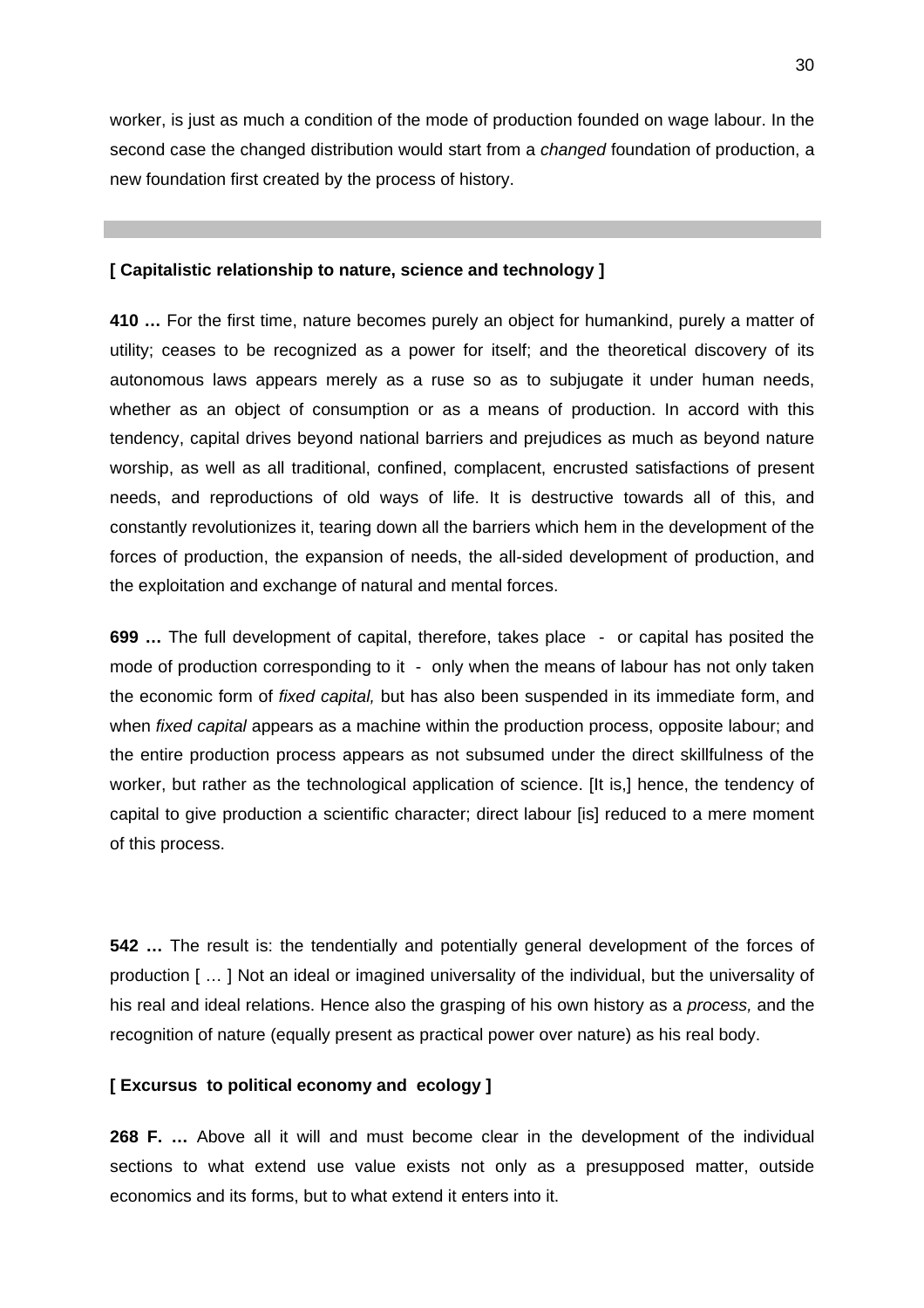worker, is just as much a condition of the mode of production founded on wage labour. In the second case the changed distribution would start from a *changed* foundation of production, a new foundation first created by the process of history.

---

**[ Capitalistic relationship to nature, science and technology ]**

**410 …** For the first time, nature becomes purely an object for humankind, purely a matter of utility; ceases to be recognized as a power for itself; and the theoretical discovery of its autonomous laws appears merely as a ruse so as to subjugate it under human needs, whether as an object of consumption or as a means of production. In accord with this tendency, capital drives beyond national barriers and prejudices as much as beyond nature worship, as well as all traditional, confined, complacent, encrusted satisfactions of present needs, and reproductions of old ways of life. It is destructive towards all of this, and constantly revolutionizes it, tearing down all the barriers which hem in the development of the forces of production, the expansion of needs, the all-sided development of production, and the exploitation and exchange of natural and mental forces.

**699 …** The full development of capital, therefore, takes place - or capital has posited the mode of production corresponding to it - only when the means of labour has not only taken the economic form of *fixed capital,* but has also been suspended in its immediate form, and when *fixed capital* appears as a machine within the production process, opposite labour; and the entire production process appears as not subsumed under the direct skillfulness of the worker, but rather as the technological application of science. [It is,] hence, the tendency of capital to give production a scientific character; direct labour [is] reduced to a mere moment of this process.

**542 …** The result is: the tendentially and potentially general development of the forces of production [ … ] Not an ideal or imagined universality of the individual, but the universality of his real and ideal relations. Hence also the grasping of his own history as a *process,* and the recognition of nature (equally present as practical power over nature) as his real body.

**[ Excursus to political economy and ecology ]**

**268 F. …** Above all it will and must become clear in the development of the individual sections to what extend use value exists not only as a presupposed matter, outside economics and its forms, but to what extend it enters into it.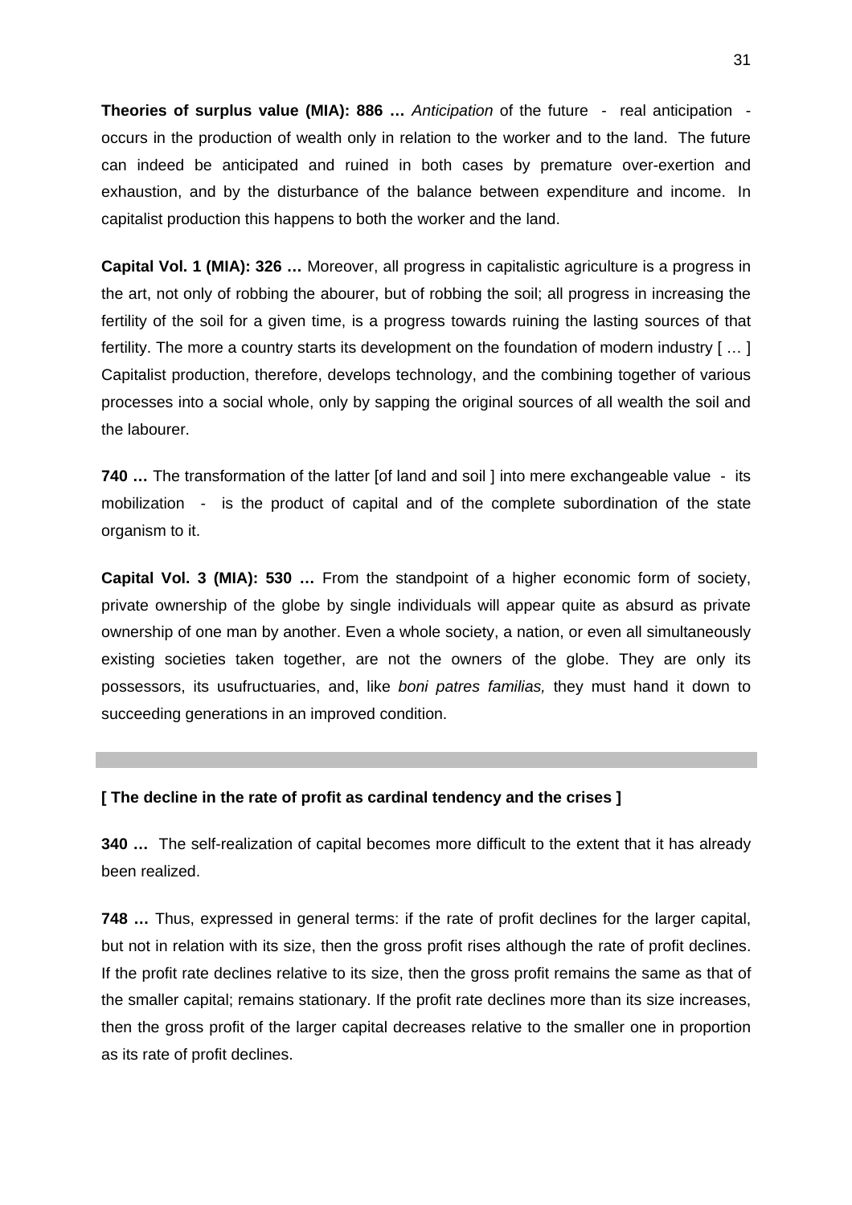**Theories of surplus value (MIA): 886 …** *Anticipation* of the future - real anticipation - occurs in the production of wealth only in relation to the worker and to the land. The future can indeed be anticipated and ruined in both cases by premature over-exertion and exhaustion, and by the disturbance of the balance between expenditure and income. In capitalist production this happens to both the worker and the land.

**Capital Vol. 1 (MIA): 326 …** Moreover, all progress in capitalistic agriculture is a progress in the art, not only of robbing the abourer, but of robbing the soil; all progress in increasing the fertility of the soil for a given time, is a progress towards ruining the lasting sources of that fertility. The more a country starts its development on the foundation of modern industry [ … ] Capitalist production, therefore, develops technology, and the combining together of various processes into a social whole, only by sapping the original sources of all wealth the soil and the labourer.

**740 …** The transformation of the latter [of land and soil ] into mere exchangeable value - its mobilization - is the product of capital and of the complete subordination of the state organism to it.

**Capital Vol. 3 (MIA): 530 …** From the standpoint of a higher economic form of society, private ownership of the globe by single individuals will appear quite as absurd as private ownership of one man by another. Even a whole society, a nation, or even all simultaneously existing societies taken together, are not the owners of the globe. They are only its possessors, its usufructuaries, and, like *boni patres familias,* they must hand it down to succeeding generations in an improved condition.

---

**[ The decline in the rate of profit as cardinal tendency and the crises ]**

**340 …** The self-realization of capital becomes more difficult to the extent that it has already been realized.

**748 …** Thus, expressed in general terms: if the rate of profit declines for the larger capital, but not in relation with its size, then the gross profit rises although the rate of profit declines. If the profit rate declines relative to its size, then the gross profit remains the same as that of the smaller capital; remains stationary. If the profit rate declines more than its size increases, then the gross profit of the larger capital decreases relative to the smaller one in proportion as its rate of profit declines.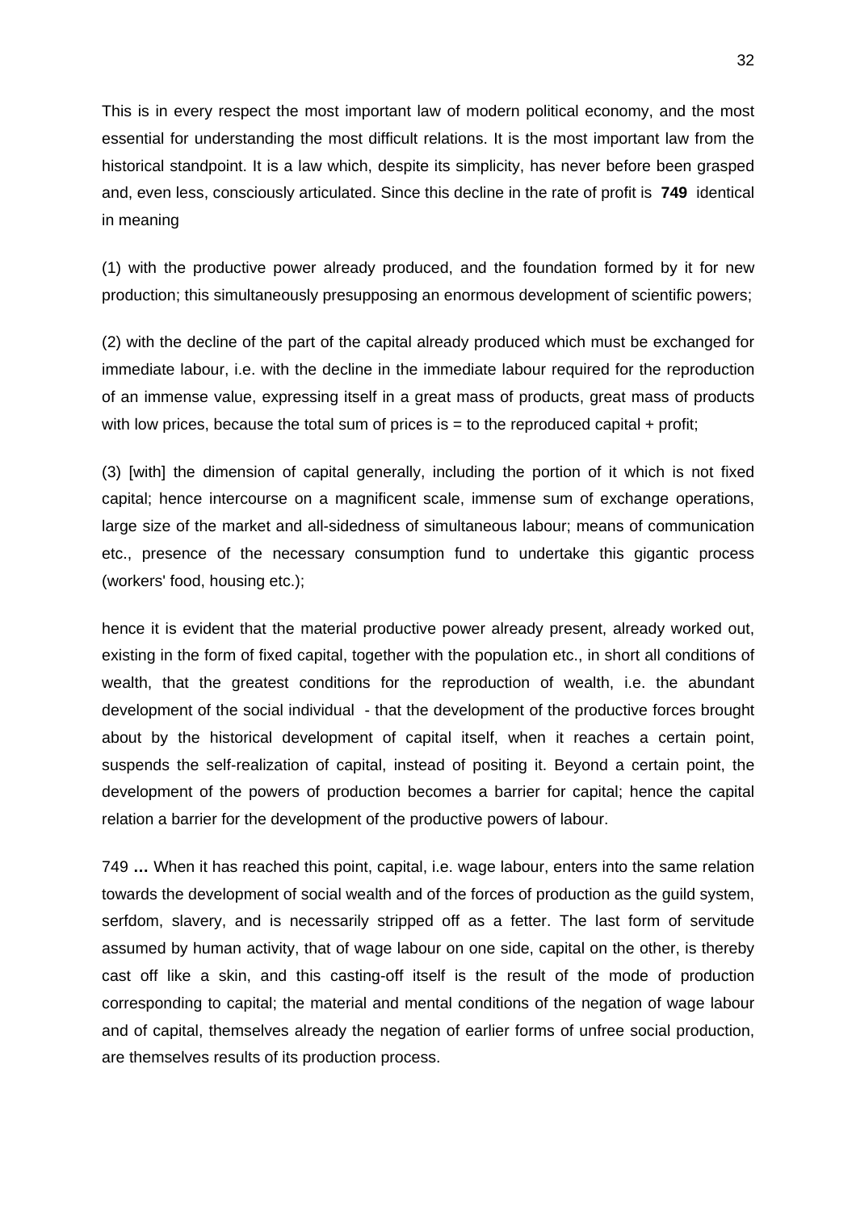This is in every respect the most important law of modern political economy, and the most essential for understanding the most difficult relations. It is the most important law from the historical standpoint. It is a law which, despite its simplicity, has never before been grasped and, even less, consciously articulated. Since this decline in the rate of profit is **749** identical in meaning

(1) with the productive power already produced, and the foundation formed by it for new production; this simultaneously presupposing an enormous development of scientific powers;

(2) with the decline of the part of the capital already produced which must be exchanged for immediate labour, i.e. with the decline in the immediate labour required for the reproduction of an immense value, expressing itself in a great mass of products, great mass of products with low prices, because the total sum of prices is = to the reproduced capital + profit;

(3) [with] the dimension of capital generally, including the portion of it which is not fixed capital; hence intercourse on a magnificent scale, immense sum of exchange operations, large size of the market and all-sidedness of simultaneous labour; means of communication etc., presence of the necessary consumption fund to undertake this gigantic process (workers' food, housing etc.);

hence it is evident that the material productive power already present, already worked out, existing in the form of fixed capital, together with the population etc., in short all conditions of wealth, that the greatest conditions for the reproduction of wealth, i.e. the abundant development of the social individual - that the development of the productive forces brought about by the historical development of capital itself, when it reaches a certain point, suspends the self-realization of capital, instead of positing it. Beyond a certain point, the development of the powers of production becomes a barrier for capital; hence the capital relation a barrier for the development of the productive powers of labour.

749 **...** When it has reached this point, capital, i.e. wage labour, enters into the same relation towards the development of social wealth and of the forces of production as the guild system, serfdom, slavery, and is necessarily stripped off as a fetter. The last form of servitude assumed by human activity, that of wage labour on one side, capital on the other, is thereby cast off like a skin, and this casting-off itself is the result of the mode of production corresponding to capital; the material and mental conditions of the negation of wage labour and of capital, themselves already the negation of earlier forms of unfree social production, are themselves results of its production process.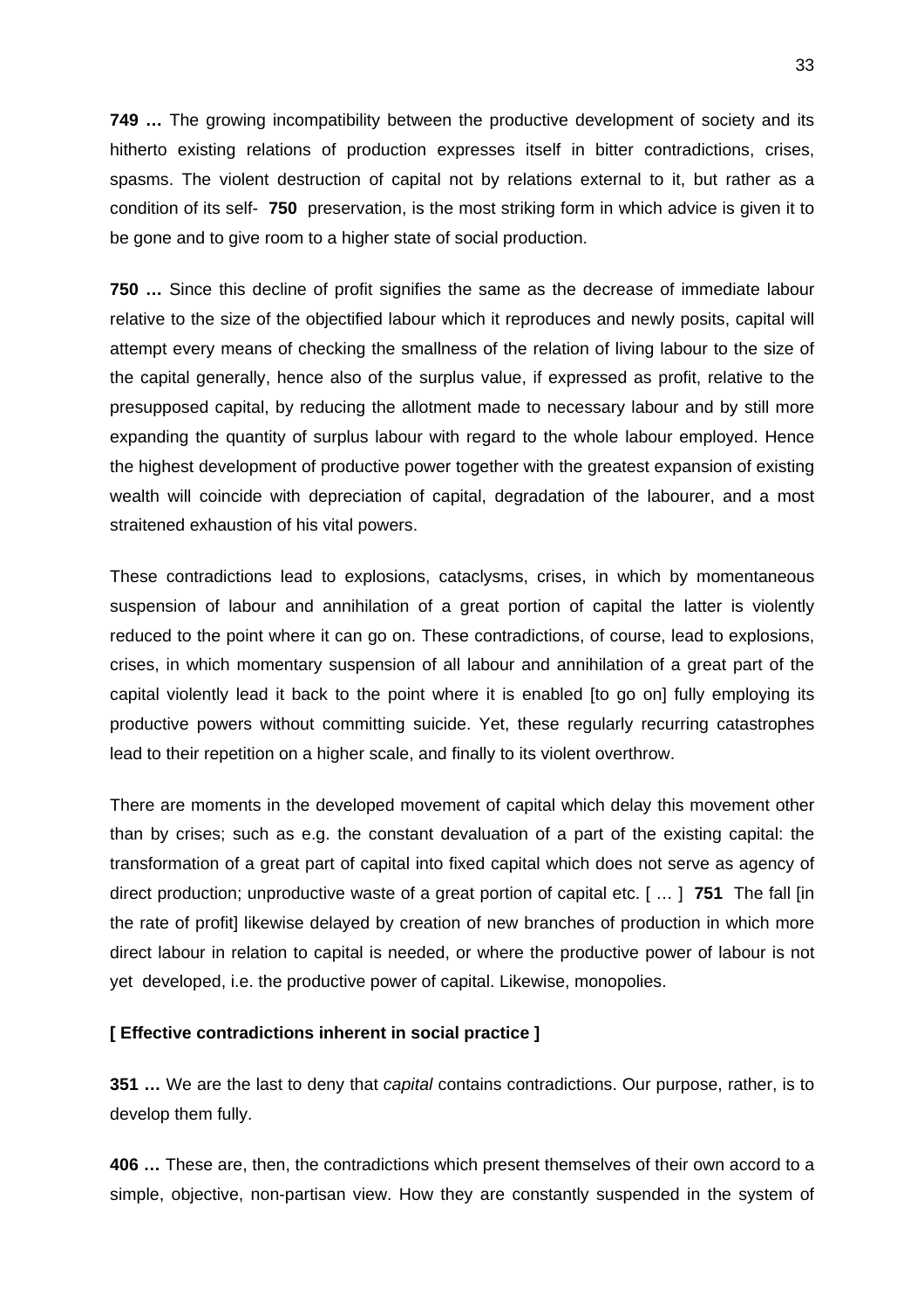**749 …** The growing incompatibility between the productive development of society and its hitherto existing relations of production expresses itself in bitter contradictions, crises, spasms. The violent destruction of capital not by relations external to it, but rather as a condition of its self- **750** preservation, is the most striking form in which advice is given it to be gone and to give room to a higher state of social production.

**750 …** Since this decline of profit signifies the same as the decrease of immediate labour relative to the size of the objectified labour which it reproduces and newly posits, capital will attempt every means of checking the smallness of the relation of living labour to the size of the capital generally, hence also of the surplus value, if expressed as profit, relative to the presupposed capital, by reducing the allotment made to necessary labour and by still more expanding the quantity of surplus labour with regard to the whole labour employed. Hence the highest development of productive power together with the greatest expansion of existing wealth will coincide with depreciation of capital, degradation of the labourer, and a most straitened exhaustion of his vital powers.

These contradictions lead to explosions, cataclysms, crises, in which by momentaneous suspension of labour and annihilation of a great portion of capital the latter is violently reduced to the point where it can go on. These contradictions, of course, lead to explosions, crises, in which momentary suspension of all labour and annihilation of a great part of the capital violently lead it back to the point where it is enabled [to go on] fully employing its productive powers without committing suicide. Yet, these regularly recurring catastrophes lead to their repetition on a higher scale, and finally to its violent overthrow.

There are moments in the developed movement of capital which delay this movement other than by crises; such as e.g. the constant devaluation of a part of the existing capital: the transformation of a great part of capital into fixed capital which does not serve as agency of direct production; unproductive waste of a great portion of capital etc. [ … ] **751** The fall [in the rate of profit] likewise delayed by creation of new branches of production in which more direct labour in relation to capital is needed, or where the productive power of labour is not yet developed, i.e. the productive power of capital. Likewise, monopolies.

**[ Effective contradictions inherent in social practice ]**

**351 …** We are the last to deny that *capital* contains contradictions. Our purpose, rather, is to develop them fully.

**406 …** These are, then, the contradictions which present themselves of their own accord to a simple, objective, non-partisan view. How they are constantly suspended in the system of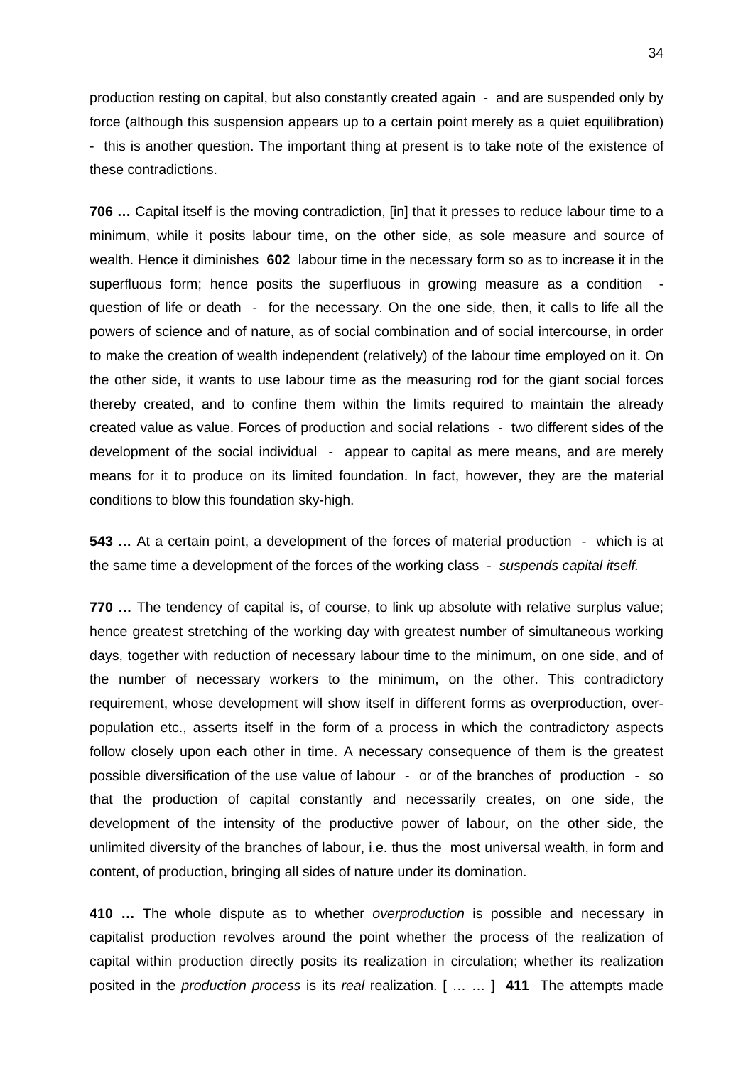production resting on capital, but also constantly created again - and are suspended only by force (although this suspension appears up to a certain point merely as a quiet equilibration) - this is another question. The important thing at present is to take note of the existence of these contradictions.

**706 …** Capital itself is the moving contradiction, [in] that it presses to reduce labour time to a minimum, while it posits labour time, on the other side, as sole measure and source of wealth. Hence it diminishes **602** labour time in the necessary form so as to increase it in the superfluous form; hence posits the superfluous in growing measure as a condition - question of life or death - for the necessary. On the one side, then, it calls to life all the powers of science and of nature, as of social combination and of social intercourse, in order to make the creation of wealth independent (relatively) of the labour time employed on it. On the other side, it wants to use labour time as the measuring rod for the giant social forces thereby created, and to confine them within the limits required to maintain the already created value as value. Forces of production and social relations - two different sides of the development of the social individual - appear to capital as mere means, and are merely means for it to produce on its limited foundation. In fact, however, they are the material conditions to blow this foundation sky-high.

**543 …** At a certain point, a development of the forces of material production - which is at the same time a development of the forces of the working class - *suspends capital itself.*

**770 …** The tendency of capital is, of course, to link up absolute with relative surplus value; hence greatest stretching of the working day with greatest number of simultaneous working days, together with reduction of necessary labour time to the minimum, on one side, and of the number of necessary workers to the minimum, on the other. This contradictory requirement, whose development will show itself in different forms as overproduction, over-population etc., asserts itself in the form of a process in which the contradictory aspects follow closely upon each other in time. A necessary consequence of them is the greatest possible diversification of the use value of labour - or of the branches of production - so that the production of capital constantly and necessarily creates, on one side, the development of the intensity of the productive power of labour, on the other side, the unlimited diversity of the branches of labour, i.e. thus the most universal wealth, in form and content, of production, bringing all sides of nature under its domination.

**410 …** The whole dispute as to whether *overproduction* is possible and necessary in capitalist production revolves around the point whether the process of the realization of capital within production directly posits its realization in circulation; whether its realization posited in the *production process* is its *real* realization. [ … … ] **411** The attempts made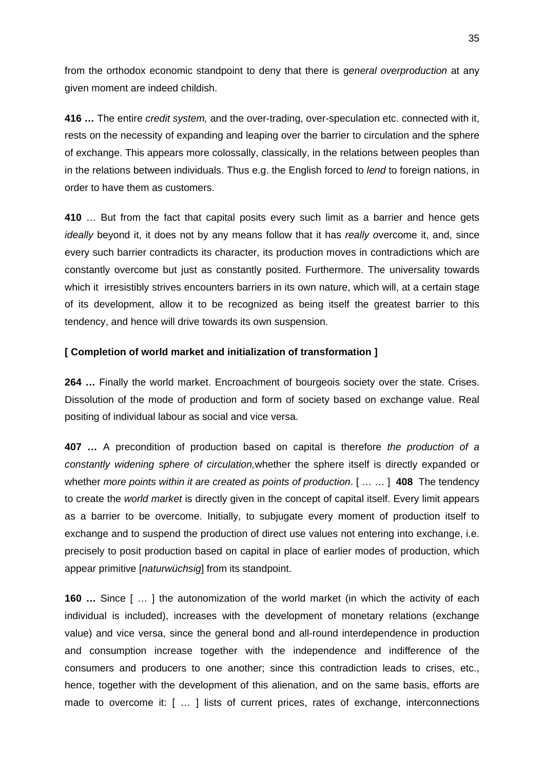from the orthodox economic standpoint to deny that there is g*eneral overproduction* at any given moment are indeed childish.

**416 …** The entire *credit system,* and the over-trading, over-speculation etc. connected with it, rests on the necessity of expanding and leaping over the barrier to circulation and the sphere of exchange. This appears more colossally, classically, in the relations between peoples than in the relations between individuals. Thus e.g. the English forced to *lend* to foreign nations, in order to have them as customers.

**410** … But from the fact that capital posits every such limit as a barrier and hence gets *ideally* beyond it, it does not by any means follow that it has *really o*vercome it, and, since every such barrier contradicts its character, its production moves in contradictions which are constantly overcome but just as constantly posited. Furthermore. The universality towards which it irresistibly strives encounters barriers in its own nature, which will, at a certain stage of its development, allow it to be recognized as being itself the greatest barrier to this tendency, and hence will drive towards its own suspension.

**[ Completion of world market and initialization of transformation ]**

**264 …** Finally the world market. Encroachment of bourgeois society over the state. Crises. Dissolution of the mode of production and form of society based on exchange value. Real positing of individual labour as social and vice versa.

**407 …** A precondition of production based on capital is therefore *the production of a constantly widening sphere of circulation,*whether the sphere itself is directly expanded or whether *more points within it are created as points of production*. [ … … ] **408** The tendency to create the *world market* is directly given in the concept of capital itself. Every limit appears as a barrier to be overcome. Initially, to subjugate every moment of production itself to exchange and to suspend the production of direct use values not entering into exchange, i.e. precisely to posit production based on capital in place of earlier modes of production, which appear primitive [*naturwüchsig*] from its standpoint.

**160 …** Since [ … ] the autonomization of the world market (in which the activity of each individual is included), increases with the development of monetary relations (exchange value) and vice versa, since the general bond and all-round interdependence in production and consumption increase together with the independence and indifference of the consumers and producers to one another; since this contradiction leads to crises, etc., hence, together with the development of this alienation, and on the same basis, efforts are made to overcome it: [ … ] lists of current prices, rates of exchange, interconnections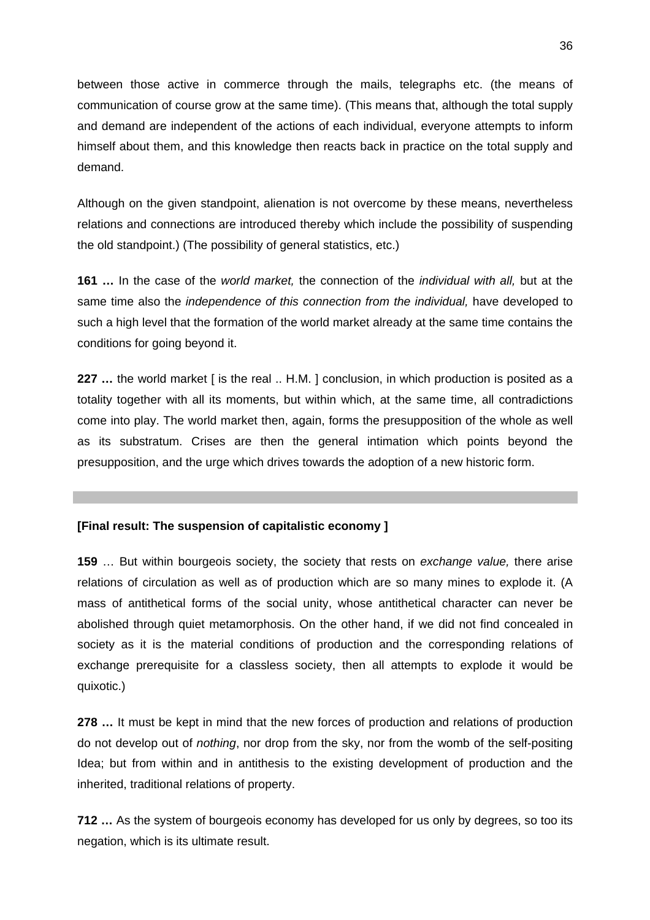between those active in commerce through the mails, telegraphs etc. (the means of communication of course grow at the same time). (This means that, although the total supply and demand are independent of the actions of each individual, everyone attempts to inform himself about them, and this knowledge then reacts back in practice on the total supply and demand.

Although on the given standpoint, alienation is not overcome by these means, nevertheless relations and connections are introduced thereby which include the possibility of suspending the old standpoint.) (The possibility of general statistics, etc.)

**161 …** In the case of the *world market,* the connection of the *individual with all,* but at the same time also the *independence of this connection from the individual,* have developed to such a high level that the formation of the world market already at the same time contains the conditions for going beyond it.

**227 …** the world market [ is the real .. H.M. ] conclusion, in which production is posited as a totality together with all its moments, but within which, at the same time, all contradictions come into play. The world market then, again, forms the presupposition of the whole as well as its substratum. Crises are then the general intimation which points beyond the presupposition, and the urge which drives towards the adoption of a new historic form.

---

**[Final result: The suspension of capitalistic economy ]**

**159** … But within bourgeois society, the society that rests on *exchange value,* there arise relations of circulation as well as of production which are so many mines to explode it. (A mass of antithetical forms of the social unity, whose antithetical character can never be abolished through quiet metamorphosis. On the other hand, if we did not find concealed in society as it is the material conditions of production and the corresponding relations of exchange prerequisite for a classless society, then all attempts to explode it would be quixotic.)

**278 …** It must be kept in mind that the new forces of production and relations of production do not develop out of *nothing*, nor drop from the sky, nor from the womb of the self-positing Idea; but from within and in antithesis to the existing development of production and the inherited, traditional relations of property.

**712 …** As the system of bourgeois economy has developed for us only by degrees, so too its negation, which is its ultimate result.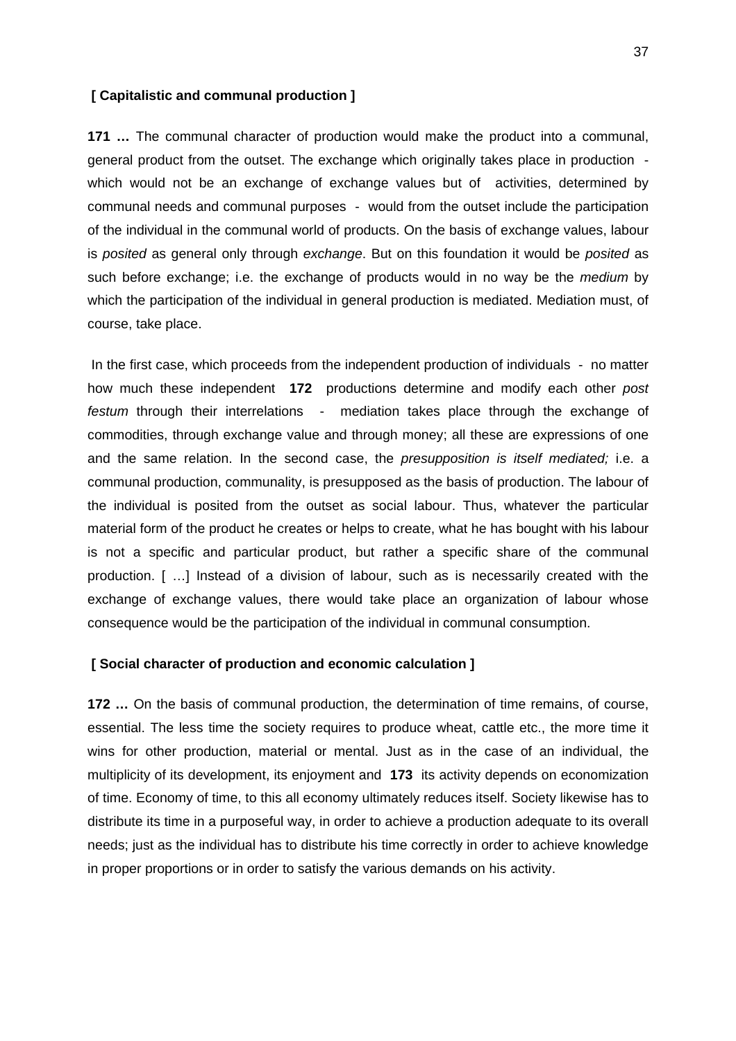**[ Capitalistic and communal production ]**

**171 …** The communal character of production would make the product into a communal, general product from the outset. The exchange which originally takes place in production - which would not be an exchange of exchange values but of activities, determined by communal needs and communal purposes - would from the outset include the participation of the individual in the communal world of products. On the basis of exchange values, labour is *posited* as general only through *exchange*. But on this foundation it would be *posited* as such before exchange; i.e. the exchange of products would in no way be the *medium* by which the participation of the individual in general production is mediated. Mediation must, of course, take place.

In the first case, which proceeds from the independent production of individuals - no matter how much these independent **172** productions determine and modify each other *post festum* through their interrelations - mediation takes place through the exchange of commodities, through exchange value and through money; all these are expressions of one and the same relation. In the second case, the *presupposition is itself mediated;* i.e. a communal production, communality, is presupposed as the basis of production. The labour of the individual is posited from the outset as social labour. Thus, whatever the particular material form of the product he creates or helps to create, what he has bought with his labour is not a specific and particular product, but rather a specific share of the communal production. [ …] Instead of a division of labour, such as is necessarily created with the exchange of exchange values, there would take place an organization of labour whose consequence would be the participation of the individual in communal consumption.

**[ Social character of production and economic calculation ]**

**172 …** On the basis of communal production, the determination of time remains, of course, essential. The less time the society requires to produce wheat, cattle etc., the more time it wins for other production, material or mental. Just as in the case of an individual, the multiplicity of its development, its enjoyment and **173** its activity depends on economization of time. Economy of time, to this all economy ultimately reduces itself. Society likewise has to distribute its time in a purposeful way, in order to achieve a production adequate to its overall needs; just as the individual has to distribute his time correctly in order to achieve knowledge in proper proportions or in order to satisfy the various demands on his activity.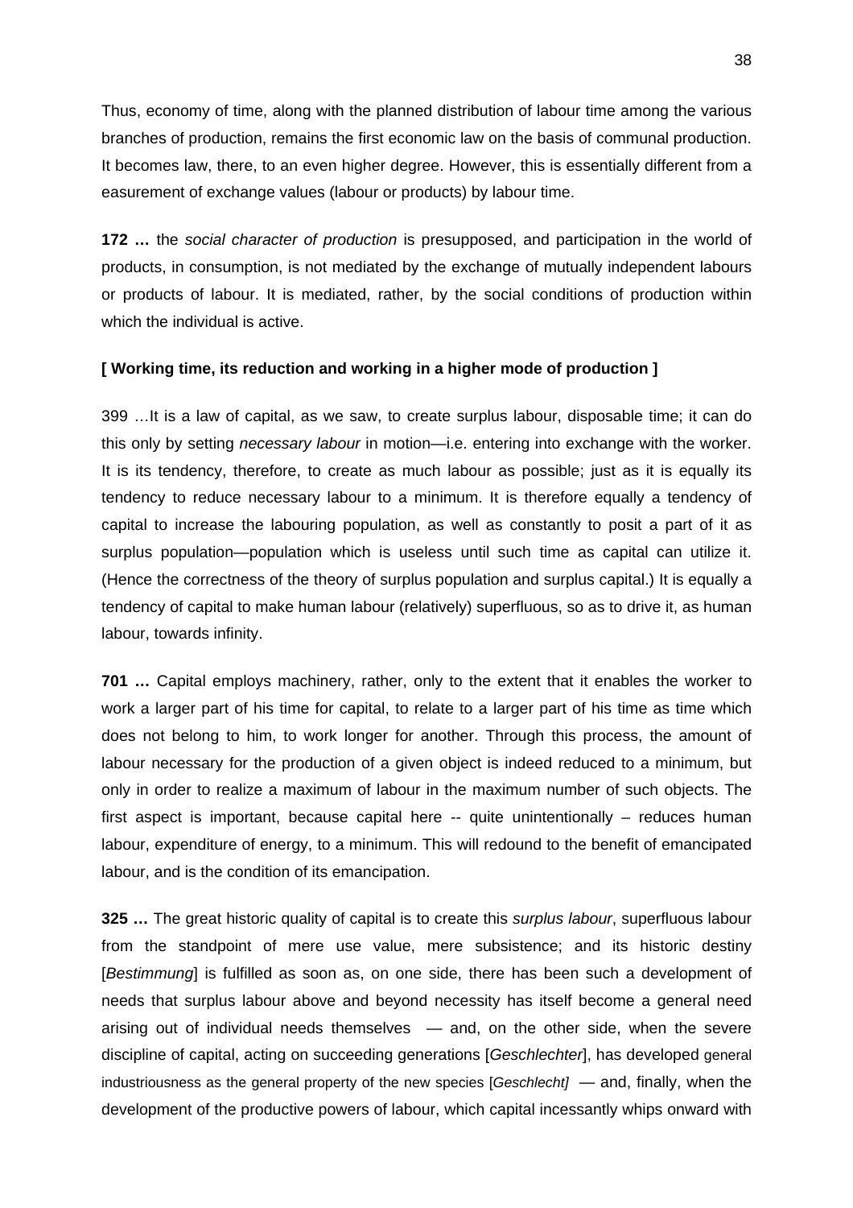Thus, economy of time, along with the planned distribution of labour time among the various branches of production, remains the first economic law on the basis of communal production. It becomes law, there, to an even higher degree. However, this is essentially different from a easurement of exchange values (labour or products) by labour time.

**172 …** the *social character of production* is presupposed, and participation in the world of products, in consumption, is not mediated by the exchange of mutually independent labours or products of labour. It is mediated, rather, by the social conditions of production within which the individual is active.

**[ Working time, its reduction and working in a higher mode of production ]**

399 …It is a law of capital, as we saw, to create surplus labour, disposable time; it can do this only by setting *necessary labour* in motion—i.e. entering into exchange with the worker. It is its tendency, therefore, to create as much labour as possible; just as it is equally its tendency to reduce necessary labour to a minimum. It is therefore equally a tendency of capital to increase the labouring population, as well as constantly to posit a part of it as surplus population—population which is useless until such time as capital can utilize it. (Hence the correctness of the theory of surplus population and surplus capital.) It is equally a tendency of capital to make human labour (relatively) superfluous, so as to drive it, as human labour, towards infinity.

**701 …** Capital employs machinery, rather, only to the extent that it enables the worker to work a larger part of his time for capital, to relate to a larger part of his time as time which does not belong to him, to work longer for another. Through this process, the amount of labour necessary for the production of a given object is indeed reduced to a minimum, but only in order to realize a maximum of labour in the maximum number of such objects. The first aspect is important, because capital here -- quite unintentionally – reduces human labour, expenditure of energy, to a minimum. This will redound to the benefit of emancipated labour, and is the condition of its emancipation.

**325 …** The great historic quality of capital is to create this *surplus labour*, superfluous labour from the standpoint of mere use value, mere subsistence; and its historic destiny [*Bestimmung*] is fulfilled as soon as, on one side, there has been such a development of needs that surplus labour above and beyond necessity has itself become a general need arising out of individual needs themselves — and, on the other side, when the severe discipline of capital, acting on succeeding generations [*Geschlechter*], has developed general industriousness as the general property of the new species [*Geschlecht]* — and, finally, when the development of the productive powers of labour, which capital incessantly whips onward with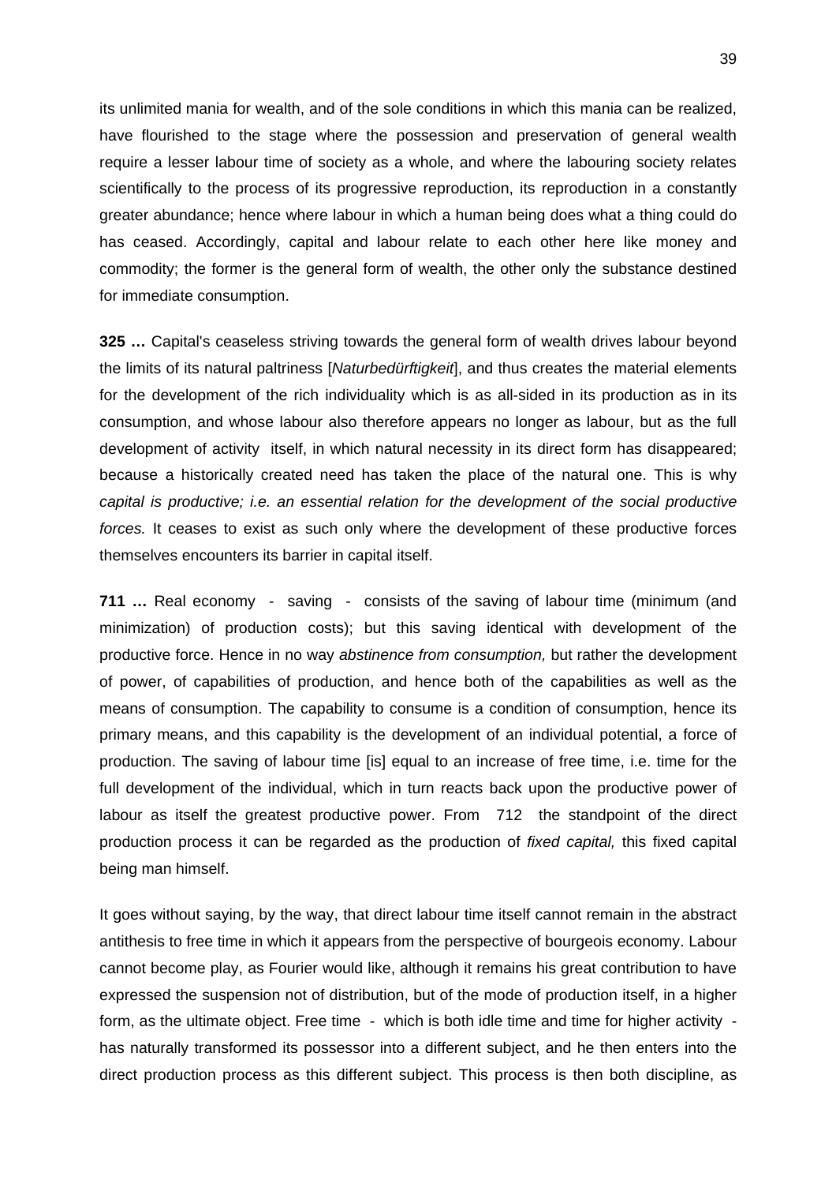its unlimited mania for wealth, and of the sole conditions in which this mania can be realized, have flourished to the stage where the possession and preservation of general wealth require a lesser labour time of society as a whole, and where the labouring society relates scientifically to the process of its progressive reproduction, its reproduction in a constantly greater abundance; hence where labour in which a human being does what a thing could do has ceased. Accordingly, capital and labour relate to each other here like money and commodity; the former is the general form of wealth, the other only the substance destined for immediate consumption.

**325 …** Capital's ceaseless striving towards the general form of wealth drives labour beyond the limits of its natural paltriness [*Naturbedürftigkeit*], and thus creates the material elements for the development of the rich individuality which is as all-sided in its production as in its consumption, and whose labour also therefore appears no longer as labour, but as the full development of activity itself, in which natural necessity in its direct form has disappeared; because a historically created need has taken the place of the natural one. This is why *capital is productive; i.e. an essential relation for the development of the social productive forces.* It ceases to exist as such only where the development of these productive forces themselves encounters its barrier in capital itself.

**711 …** Real economy - saving - consists of the saving of labour time (minimum (and minimization) of production costs); but this saving identical with development of the productive force. Hence in no way *abstinence from consumption,* but rather the development of power, of capabilities of production, and hence both of the capabilities as well as the means of consumption. The capability to consume is a condition of consumption, hence its primary means, and this capability is the development of an individual potential, a force of production. The saving of labour time [is] equal to an increase of free time, i.e. time for the full development of the individual, which in turn reacts back upon the productive power of labour as itself the greatest productive power. From 712 the standpoint of the direct production process it can be regarded as the production of *fixed capital,* this fixed capital being man himself.

It goes without saying, by the way, that direct labour time itself cannot remain in the abstract antithesis to free time in which it appears from the perspective of bourgeois economy. Labour cannot become play, as Fourier would like, although it remains his great contribution to have expressed the suspension not of distribution, but of the mode of production itself, in a higher form, as the ultimate object. Free time - which is both idle time and time for higher activity - has naturally transformed its possessor into a different subject, and he then enters into the direct production process as this different subject. This process is then both discipline, as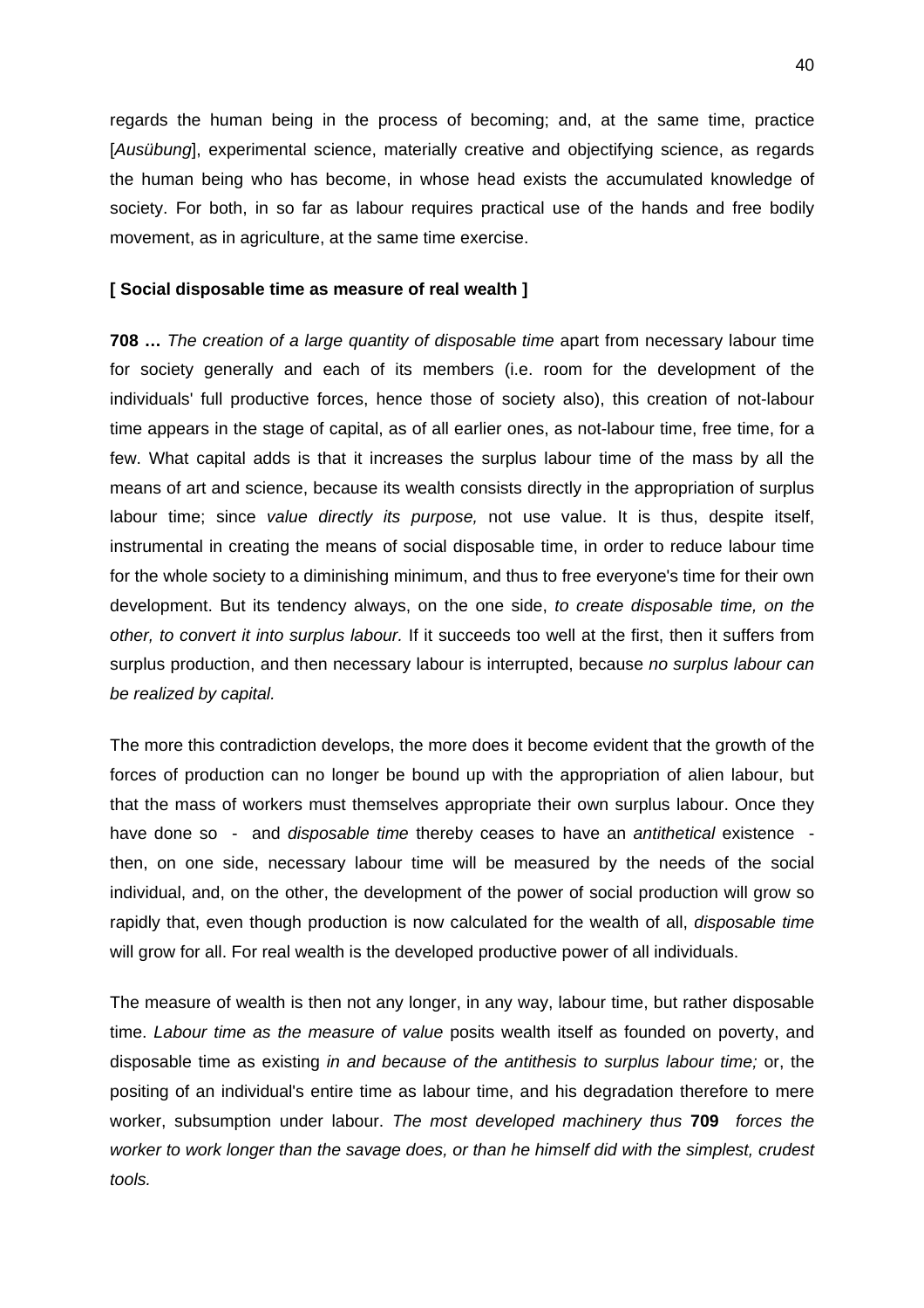regards the human being in the process of becoming; and, at the same time, practice [*Ausübung*], experimental science, materially creative and objectifying science, as regards the human being who has become, in whose head exists the accumulated knowledge of society. For both, in so far as labour requires practical use of the hands and free bodily movement, as in agriculture, at the same time exercise.

**[ Social disposable time as measure of real wealth ]**

**708 …** *The creation of a large quantity of disposable time* apart from necessary labour time for society generally and each of its members (i.e. room for the development of the individuals' full productive forces, hence those of society also), this creation of not-labour time appears in the stage of capital, as of all earlier ones, as not-labour time, free time, for a few. What capital adds is that it increases the surplus labour time of the mass by all the means of art and science, because its wealth consists directly in the appropriation of surplus labour time; since *value directly its purpose,* not use value. It is thus, despite itself, instrumental in creating the means of social disposable time, in order to reduce labour time for the whole society to a diminishing minimum, and thus to free everyone's time for their own development. But its tendency always, on the one side, *to create disposable time, on the other, to convert it into surplus labour.* If it succeeds too well at the first, then it suffers from surplus production, and then necessary labour is interrupted, because *no surplus labour can be realized by capital.*

The more this contradiction develops, the more does it become evident that the growth of the forces of production can no longer be bound up with the appropriation of alien labour, but that the mass of workers must themselves appropriate their own surplus labour. Once they have done so - and *disposable time* thereby ceases to have an *antithetical* existence - then, on one side, necessary labour time will be measured by the needs of the social individual, and, on the other, the development of the power of social production will grow so rapidly that, even though production is now calculated for the wealth of all, *disposable time* will grow for all. For real wealth is the developed productive power of all individuals.

The measure of wealth is then not any longer, in any way, labour time, but rather disposable time. *Labour time as the measure of value* posits wealth itself as founded on poverty, and disposable time as existing *in and because of the antithesis to surplus labour time;* or, the positing of an individual's entire time as labour time, and his degradation therefore to mere worker, subsumption under labour. *The most developed machinery thus* **709** *forces the worker to work longer than the savage does, or than he himself did with the simplest, crudest tools.*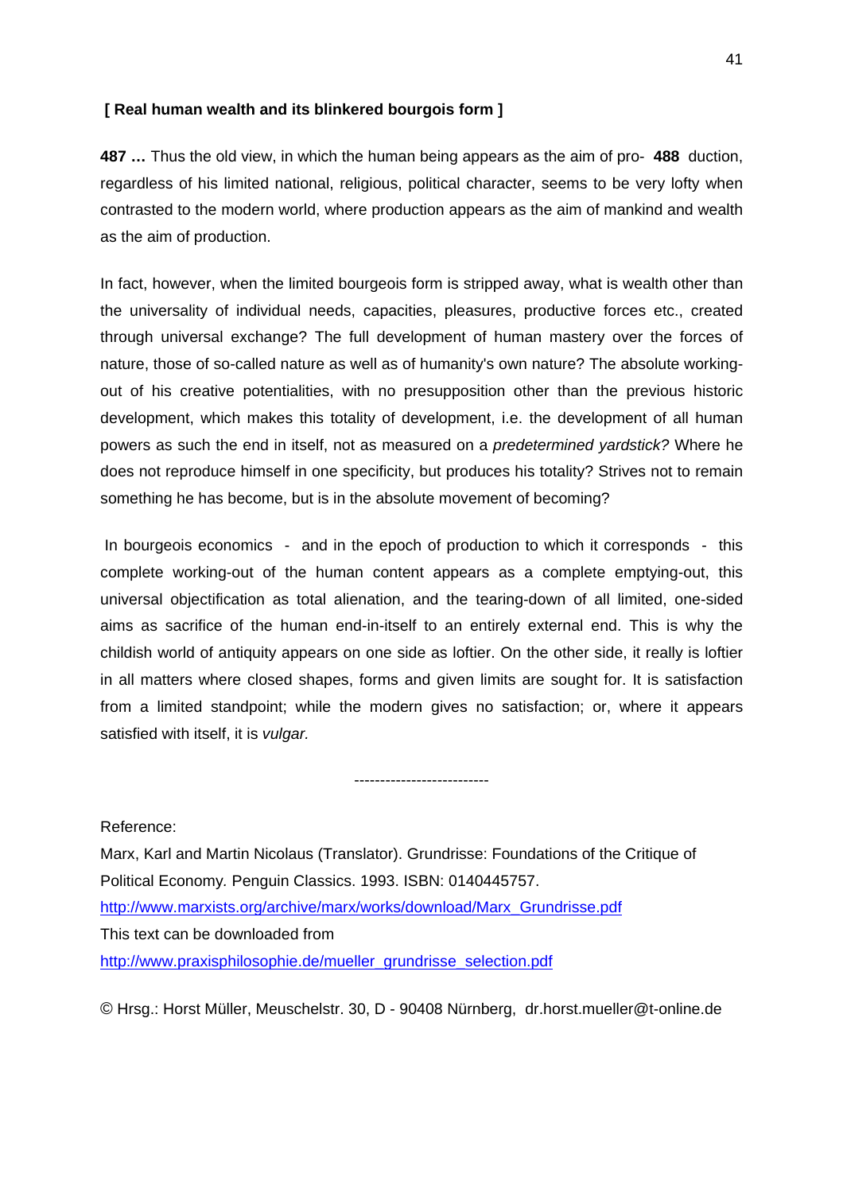**[ Real human wealth and its blinkered bourgois form ]**

**487 …** Thus the old view, in which the human being appears as the aim of pro- **488** duction, regardless of his limited national, religious, political character, seems to be very lofty when contrasted to the modern world, where production appears as the aim of mankind and wealth as the aim of production.

In fact, however, when the limited bourgeois form is stripped away, what is wealth other than the universality of individual needs, capacities, pleasures, productive forces etc., created through universal exchange? The full development of human mastery over the forces of nature, those of so-called nature as well as of humanity's own nature? The absolute working-out of his creative potentialities, with no presupposition other than the previous historic development, which makes this totality of development, i.e. the development of all human powers as such the end in itself, not as measured on a *predetermined yardstick?* Where he does not reproduce himself in one specificity, but produces his totality? Strives not to remain something he has become, but is in the absolute movement of becoming?

In bourgeois economics - and in the epoch of production to which it corresponds - this complete working-out of the human content appears as a complete emptying-out, this universal objectification as total alienation, and the tearing-down of all limited, one-sided aims as sacrifice of the human end-in-itself to an entirely external end. This is why the childish world of antiquity appears on one side as loftier. On the other side, it really is loftier in all matters where closed shapes, forms and given limits are sought for. It is satisfaction from a limited standpoint; while the modern gives no satisfaction; or, where it appears satisfied with itself, it is *vulgar.*

-------------------------

Reference:

Marx, Karl and Martin Nicolaus (Translator). Grundrisse: Foundations of the Critique of Political Economy*.* Penguin Classics. 1993. ISBN: 0140445757.

http://www.marxists.org/archive/marx/works/download/Marx_Grundrisse.pdf

This text can be downloaded from

http://www.praxisphilosophie.de/mueller_grundrisse_selection.pdf

© Hrsg.: Horst Müller, Meuschelstr. 30, D - 90408 Nürnberg, dr.horst.mueller@t-online.de